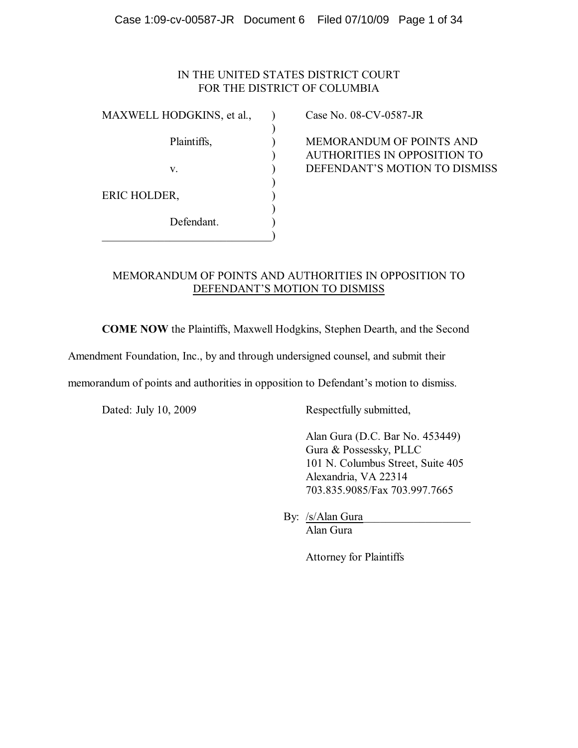IN THE UNITED STATES DISTRICT COURT
FOR THE DISTRICT OF COLUMBIA

| | | |
|---|---|---|
| MAXWELL HODGKINS, et al., | ) | Case No. 08-CV-0587-JR |
| Plaintiffs, | ) | MEMORANDUM OF POINTS AND AUTHORITIES IN OPPOSITION TO DEFENDANT'S MOTION TO DISMISS |
| v. | ) | |
| ERIC HOLDER, | ) | |
| Defendant. | ) | |

## MEMORANDUM OF POINTS AND AUTHORITIES IN OPPOSITION TO DEFENDANT'S MOTION TO DISMISS

**COME NOW** the Plaintiffs, Maxwell Hodgkins, Stephen Dearth, and the Second Amendment Foundation, Inc., by and through undersigned counsel, and submit their memorandum of points and authorities in opposition to Defendant's motion to dismiss.

Dated: July 10, 2009

Respectfully submitted,

Alan Gura (D.C. Bar No. 453449)
Gura & Possessky, PLLC
101 N. Columbus Street, Suite 405
Alexandria, VA 22314
703.835.9085/Fax 703.997.7665

By: /s/Alan Gura
Alan Gura

Attorney for Plaintiffs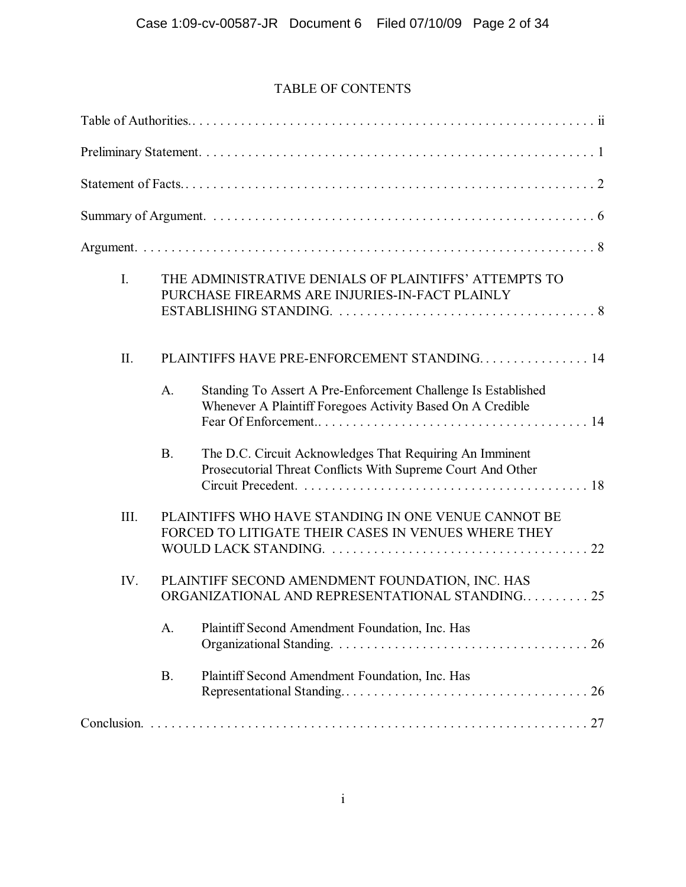# TABLE OF CONTENTS

Table of Authorities. . ii

Preliminary Statement. . 1

Statement of Facts. . 2

Summary of Argument. . 6

Argument. . 8

- I. THE ADMINISTRATIVE DENIALS OF PLAINTIFFS' ATTEMPTS TO PURCHASE FIREARMS ARE INJURIES-IN-FACT PLAINLY ESTABLISHING STANDING. . 8

- II. PLAINTIFFS HAVE PRE-ENFORCEMENT STANDING. . 14
  - A. Standing To Assert A Pre-Enforcement Challenge Is Established Whenever A Plaintiff Foregoes Activity Based On A Credible Fear Of Enforcement. . 14
  - B. The D.C. Circuit Acknowledges That Requiring An Imminent Prosecutorial Threat Conflicts With Supreme Court And Other Circuit Precedent. . 18

- III. PLAINTIFFS WHO HAVE STANDING IN ONE VENUE CANNOT BE FORCED TO LITIGATE THEIR CASES IN VENUES WHERE THEY WOULD LACK STANDING. . 22

- IV. PLAINTIFF SECOND AMENDMENT FOUNDATION, INC. HAS ORGANIZATIONAL AND REPRESENTATIONAL STANDING. . 25
  - A. Plaintiff Second Amendment Foundation, Inc. Has Organizational Standing. . 26
  - B. Plaintiff Second Amendment Foundation, Inc. Has Representational Standing. . 26

Conclusion. . 27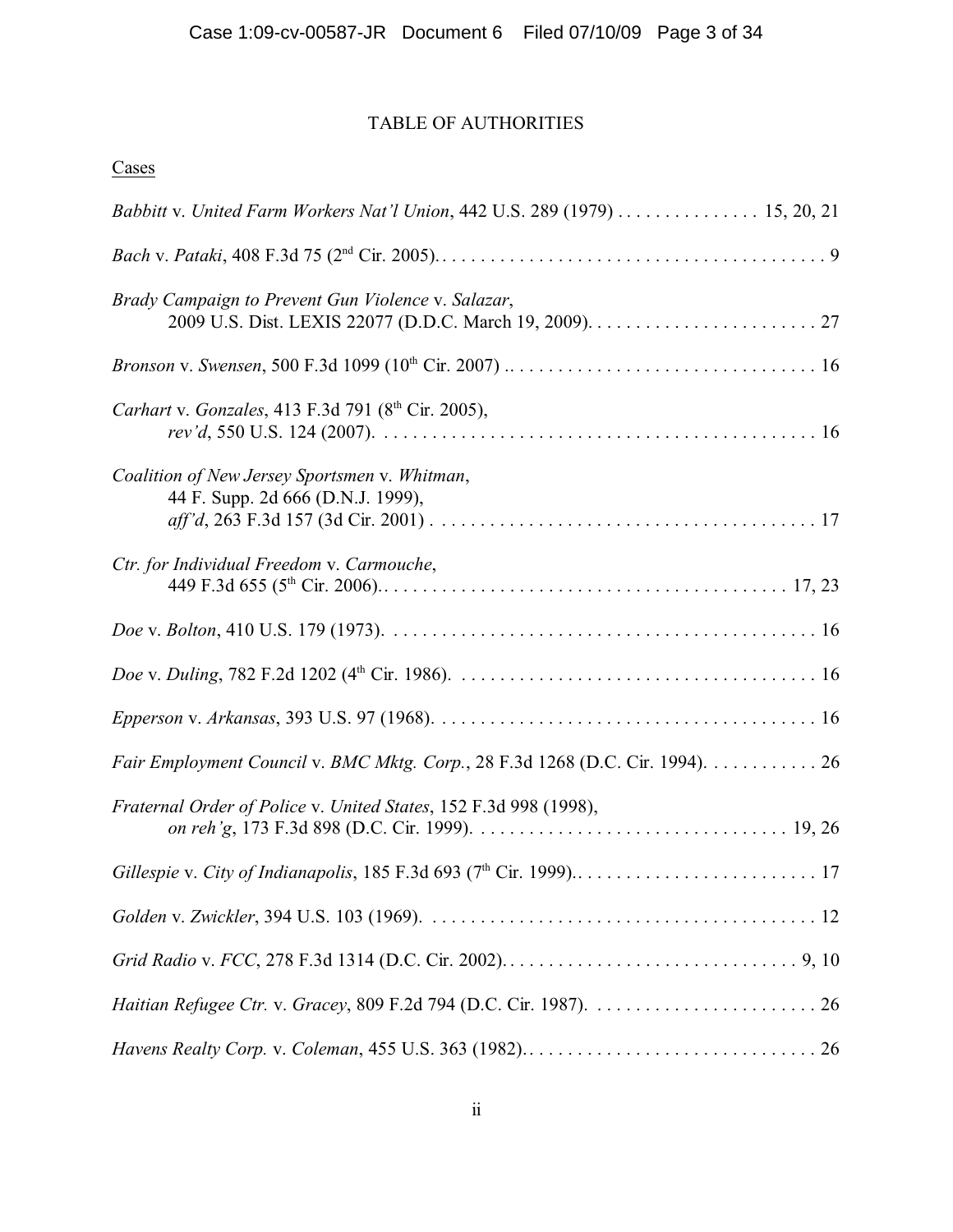# TABLE OF AUTHORITIES

<u>Cases</u>

*Babbitt* v. *United Farm Workers Nat'l Union*, 442 U.S. 289 (1979) . . . . . . . . . . . . . . . 15, 20, 21

*Bach* v. *Pataki*, 408 F.3d 75 (2nd Cir. 2005). . . . . . . . . . . . . . . . . . . . . . . . . . . . . . . . . . . . . . . . 9

*Brady Campaign to Prevent Gun Violence* v. *Salazar*, 2009 U.S. Dist. LEXIS 22077 (D.D.C. March 19, 2009). . . . . . . . . . . . . . . . . . . . . . . . 27

*Bronson* v. *Swensen*, 500 F.3d 1099 (10th Cir. 2007) .. . . . . . . . . . . . . . . . . . . . . . . . . . . . . . . 16

*Carhart* v. *Gonzales*, 413 F.3d 791 (8th Cir. 2005), *rev'd*, 550 U.S. 124 (2007). . . . . . . . . . . . . . . . . . . . . . . . . . . . . . . . . . . . . . . . . . . . . . . 16

*Coalition of New Jersey Sportsmen* v. *Whitman*, 44 F. Supp. 2d 666 (D.N.J. 1999), *aff'd*, 263 F.3d 157 (3d Cir. 2001) . . . . . . . . . . . . . . . . . . . . . . . . . . . . . . . . . . . . . . . 17

*Ctr. for Individual Freedom* v. *Carmouche*, 449 F.3d 655 (5th Cir. 2006).. . . . . . . . . . . . . . . . . . . . . . . . . . . . . . . . . . . . . . . . . 17, 23

*Doe* v. *Bolton*, 410 U.S. 179 (1973). . . . . . . . . . . . . . . . . . . . . . . . . . . . . . . . . . . . . . . . . . . . 16

*Doe* v. *Duling*, 782 F.2d 1202 (4th Cir. 1986). . . . . . . . . . . . . . . . . . . . . . . . . . . . . . . . . . . . . 16

*Epperson* v. *Arkansas*, 393 U.S. 97 (1968). . . . . . . . . . . . . . . . . . . . . . . . . . . . . . . . . . . . . . . . 16

*Fair Employment Council* v. *BMC Mktg. Corp.*, 28 F.3d 1268 (D.C. Cir. 1994). . . . . . . . . . . . 26

*Fraternal Order of Police* v. *United States*, 152 F.3d 998 (1998), *on reh'g*, 173 F.3d 898 (D.C. Cir. 1999). . . . . . . . . . . . . . . . . . . . . . . . . . . . . . . . . 19, 26

*Gillespie* v. *City of Indianapolis*, 185 F.3d 693 (7th Cir. 1999).. . . . . . . . . . . . . . . . . . . . . . . . . 17

*Golden* v. *Zwickler*, 394 U.S. 103 (1969). . . . . . . . . . . . . . . . . . . . . . . . . . . . . . . . . . . . . . . . 12

*Grid Radio* v. *FCC*, 278 F.3d 1314 (D.C. Cir. 2002). . . . . . . . . . . . . . . . . . . . . . . . . . . . . . . 9, 10

*Haitian Refugee Ctr.* v. *Gracey*, 809 F.2d 794 (D.C. Cir. 1987). . . . . . . . . . . . . . . . . . . . . . . . 26

*Havens Realty Corp.* v. *Coleman*, 455 U.S. 363 (1982). . . . . . . . . . . . . . . . . . . . . . . . . . . . . . . 26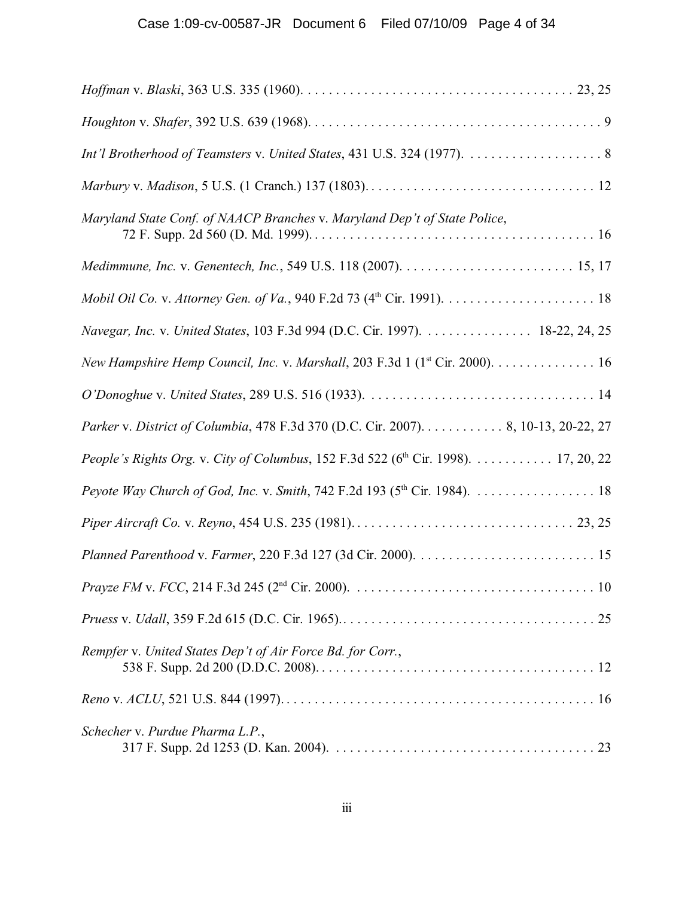*Hoffman* v. *Blaski*, 363 U.S. 335 (1960). . . . . . . . . . . . . . . . . . . . . . . . . . . . . . . . . . . . . . 23, 25

*Houghton* v. *Shafer*, 392 U.S. 639 (1968). . . . . . . . . . . . . . . . . . . . . . . . . . . . . . . . . . . . . . . . . . 9

*Int'l Brotherhood of Teamsters* v. *United States*, 431 U.S. 324 (1977). . . . . . . . . . . . . . . . . . . . 8

*Marbury* v. *Madison*, 5 U.S. (1 Cranch.) 137 (1803). . . . . . . . . . . . . . . . . . . . . . . . . . . . . . . . . 12

*Maryland State Conf. of NAACP Branches* v. *Maryland Dep't of State Police*, 72 F. Supp. 2d 560 (D. Md. 1999). . . . . . . . . . . . . . . . . . . . . . . . . . . . . . . . . . . . . . . . . 16

*Medimmune, Inc.* v. *Genentech, Inc.*, 549 U.S. 118 (2007). . . . . . . . . . . . . . . . . . . . . . . . . 15, 17

*Mobil Oil Co.* v. *Attorney Gen. of Va.*, 940 F.2d 73 (4th Cir. 1991). . . . . . . . . . . . . . . . . . . . . . 18

*Navegar, Inc.* v. *United States*, 103 F.3d 994 (D.C. Cir. 1997). . . . . . . . . . . . . . . . 18-22, 24, 25

*New Hampshire Hemp Council, Inc.* v. *Marshall*, 203 F.3d 1 (1st Cir. 2000). . . . . . . . . . . . . . . 16

*O'Donoghue* v. *United States*, 289 U.S. 516 (1933). . . . . . . . . . . . . . . . . . . . . . . . . . . . . . . . . 14

*Parker* v. *District of Columbia*, 478 F.3d 370 (D.C. Cir. 2007). . . . . . . . . . . . 8, 10-13, 20-22, 27

*People's Rights Org.* v. *City of Columbus*, 152 F.3d 522 (6th Cir. 1998). . . . . . . . . . . . 17, 20, 22

*Peyote Way Church of God, Inc.* v. *Smith*, 742 F.2d 193 (5th Cir. 1984). . . . . . . . . . . . . . . . . . 18

*Piper Aircraft Co.* v. *Reyno*, 454 U.S. 235 (1981). . . . . . . . . . . . . . . . . . . . . . . . . . . . . . . . 23, 25

*Planned Parenthood* v. *Farmer*, 220 F.3d 127 (3d Cir. 2000). . . . . . . . . . . . . . . . . . . . . . . . . . 15

*Prayze FM* v. *FCC*, 214 F.3d 245 (2nd Cir. 2000). . . . . . . . . . . . . . . . . . . . . . . . . . . . . . . . . . . 10

*Pruess* v. *Udall*, 359 F.2d 615 (D.C. Cir. 1965).. . . . . . . . . . . . . . . . . . . . . . . . . . . . . . . . . . . . 25

*Rempfer* v. *United States Dep't of Air Force Bd. for Corr.*, 538 F. Supp. 2d 200 (D.D.C. 2008). . . . . . . . . . . . . . . . . . . . . . . . . . . . . . . . . . . . . . . . 12

*Reno* v. *ACLU*, 521 U.S. 844 (1997). . . . . . . . . . . . . . . . . . . . . . . . . . . . . . . . . . . . . . . . . . . . . 16

*Schecher* v. *Purdue Pharma L.P.*, 317 F. Supp. 2d 1253 (D. Kan. 2004). . . . . . . . . . . . . . . . . . . . . . . . . . . . . . . . . . . . . 23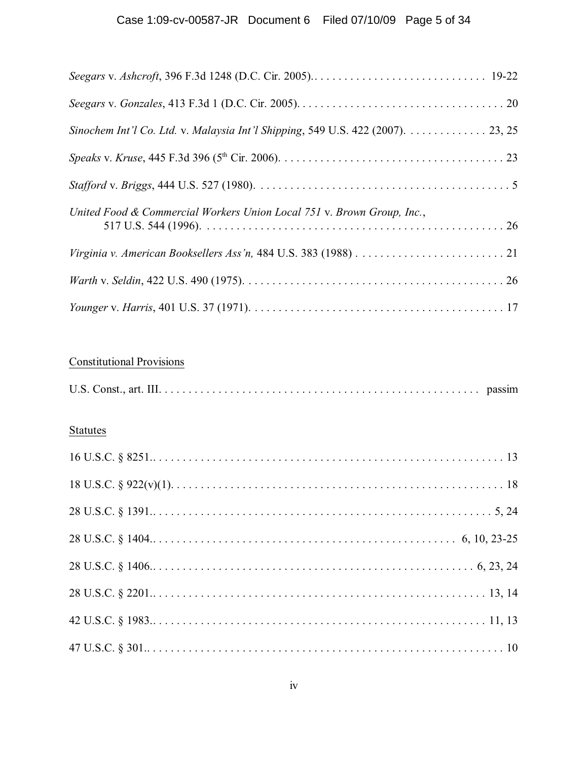*Seegars* v. *Ashcroft*, 396 F.3d 1248 (D.C. Cir. 2005). . . . . . . . . . . . . . . . . . . . . . . . . . . . . . 19-22

*Seegars* v. *Gonzales*, 413 F.3d 1 (D.C. Cir. 2005). . . . . . . . . . . . . . . . . . . . . . . . . . . . . . . . . . . 20

*Sinochem Int'l Co. Ltd.* v. *Malaysia Int'l Shipping*, 549 U.S. 422 (2007). . . . . . . . . . . . . . 23, 25

*Speaks* v. *Kruse*, 445 F.3d 396 (5th Cir. 2006). . . . . . . . . . . . . . . . . . . . . . . . . . . . . . . . . . . . . . 23

*Stafford* v. *Briggs*, 444 U.S. 527 (1980). . . . . . . . . . . . . . . . . . . . . . . . . . . . . . . . . . . . . . . . . . . 5

*United Food & Commercial Workers Union Local 751* v. *Brown Group, Inc.*, 517 U.S. 544 (1996). . . . . . . . . . . . . . . . . . . . . . . . . . . . . . . . . . . . . . . . . . . . . . . . . . . 26

*Virginia v. American Booksellers Ass'n,* 484 U.S. 383 (1988) . . . . . . . . . . . . . . . . . . . . . . . . . 21

*Warth* v. *Seldin*, 422 U.S. 490 (1975). . . . . . . . . . . . . . . . . . . . . . . . . . . . . . . . . . . . . . . . . . . . 26

*Younger* v. *Harris*, 401 U.S. 37 (1971). . . . . . . . . . . . . . . . . . . . . . . . . . . . . . . . . . . . . . . . . . . 17

## Constitutional Provisions

U.S. Const., art. III. . . . . . . . . . . . . . . . . . . . . . . . . . . . . . . . . . . . . . . . . . . . . . . . . . . . . passim

## Statutes

16 U.S.C. § 8251.. . . . . . . . . . . . . . . . . . . . . . . . . . . . . . . . . . . . . . . . . . . . . . . . . . . . . . . . . . 13

18 U.S.C. § 922(v)(1). . . . . . . . . . . . . . . . . . . . . . . . . . . . . . . . . . . . . . . . . . . . . . . . . . . . . . . 18

28 U.S.C. § 1391.. . . . . . . . . . . . . . . . . . . . . . . . . . . . . . . . . . . . . . . . . . . . . . . . . . . . . . . . . 5, 24

28 U.S.C. § 1404.. . . . . . . . . . . . . . . . . . . . . . . . . . . . . . . . . . . . . . . . . . . . . . . . . . 6, 10, 23-25

28 U.S.C. § 1406.. . . . . . . . . . . . . . . . . . . . . . . . . . . . . . . . . . . . . . . . . . . . . . . . . . . . . 6, 23, 24

28 U.S.C. § 2201.. . . . . . . . . . . . . . . . . . . . . . . . . . . . . . . . . . . . . . . . . . . . . . . . . . . . . . . 13, 14

42 U.S.C. § 1983.. . . . . . . . . . . . . . . . . . . . . . . . . . . . . . . . . . . . . . . . . . . . . . . . . . . . . . . 11, 13

47 U.S.C. § 301.. . . . . . . . . . . . . . . . . . . . . . . . . . . . . . . . . . . . . . . . . . . . . . . . . . . . . . . . . . . 10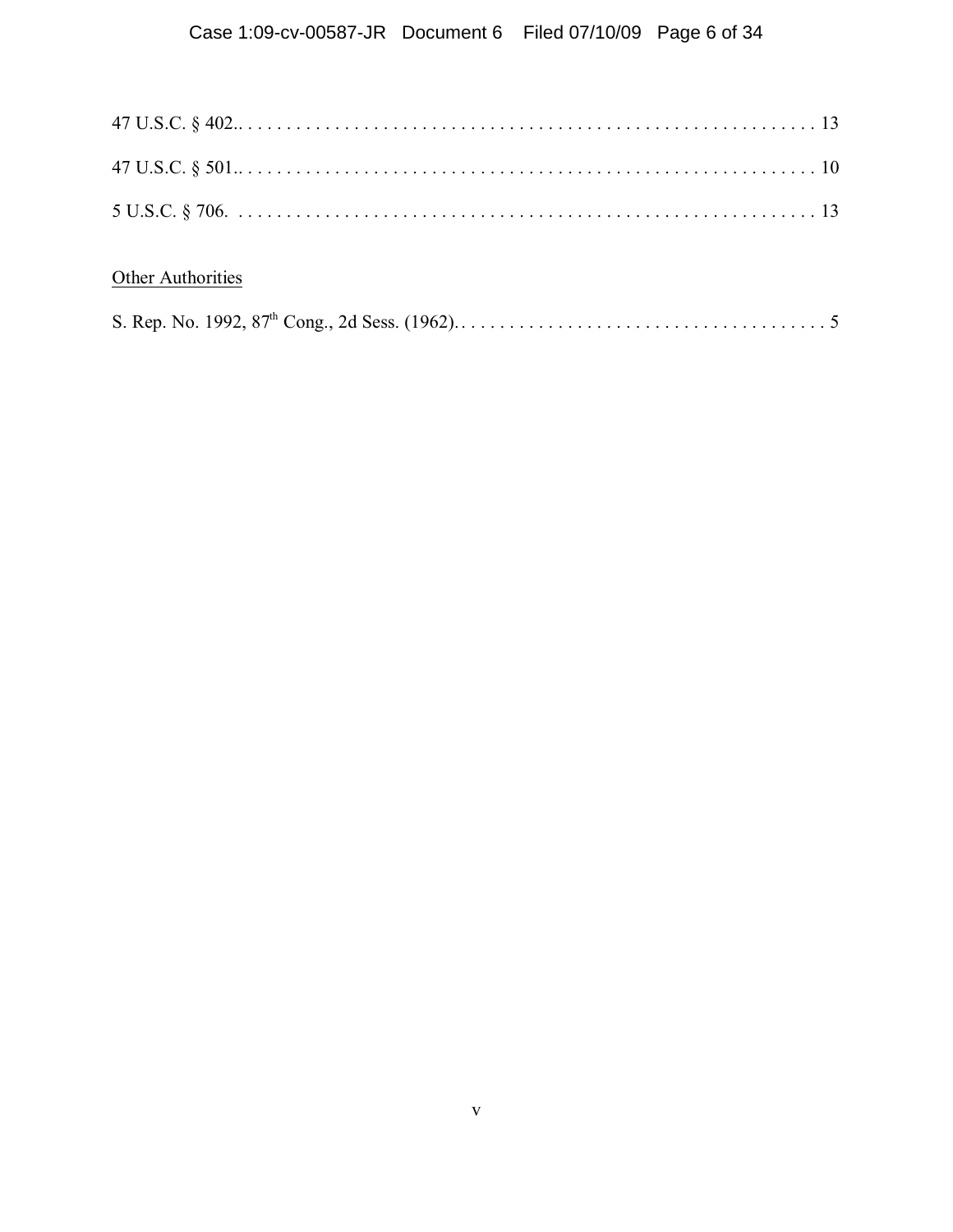47 U.S.C. § 402.. . . . . . . . . . . . . . . . . . . . . . . . . . . . . . . . . . . . . . . . . . . . . . . . . . . . . . . . . 13

47 U.S.C. § 501.. . . . . . . . . . . . . . . . . . . . . . . . . . . . . . . . . . . . . . . . . . . . . . . . . . . . . . . . . 10

5 U.S.C. § 706. . . . . . . . . . . . . . . . . . . . . . . . . . . . . . . . . . . . . . . . . . . . . . . . . . . . . . . . . . . 13

Other Authorities

S. Rep. No. 1992, 87th Cong., 2d Sess. (1962). . . . . . . . . . . . . . . . . . . . . . . . . . . . . . . . . . . . . . . . 5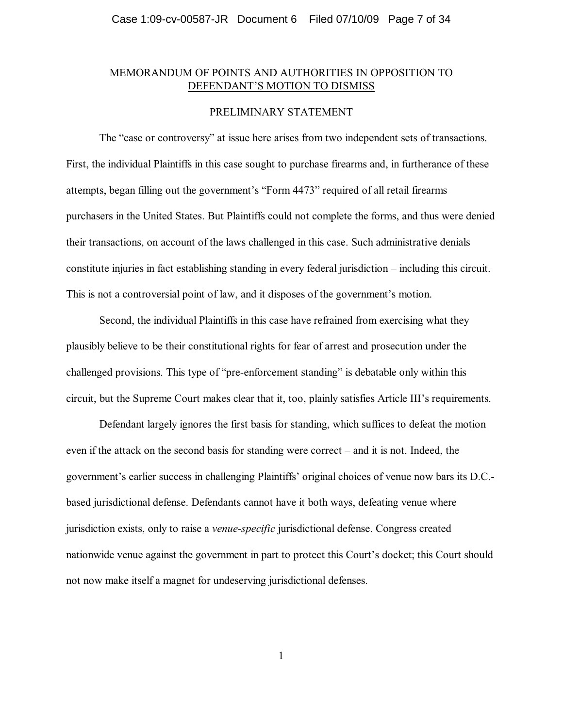## MEMORANDUM OF POINTS AND AUTHORITIES IN OPPOSITION TO DEFENDANT'S MOTION TO DISMISS

### PRELIMINARY STATEMENT

The "case or controversy" at issue here arises from two independent sets of transactions. First, the individual Plaintiffs in this case sought to purchase firearms and, in furtherance of these attempts, began filling out the government's "Form 4473" required of all retail firearms purchasers in the United States. But Plaintiffs could not complete the forms, and thus were denied their transactions, on account of the laws challenged in this case. Such administrative denials constitute injuries in fact establishing standing in every federal jurisdiction – including this circuit. This is not a controversial point of law, and it disposes of the government's motion.

Second, the individual Plaintiffs in this case have refrained from exercising what they plausibly believe to be their constitutional rights for fear of arrest and prosecution under the challenged provisions. This type of "pre-enforcement standing" is debatable only within this circuit, but the Supreme Court makes clear that it, too, plainly satisfies Article III's requirements.

Defendant largely ignores the first basis for standing, which suffices to defeat the motion even if the attack on the second basis for standing were correct – and it is not. Indeed, the government's earlier success in challenging Plaintiffs' original choices of venue now bars its D.C.-based jurisdictional defense. Defendants cannot have it both ways, defeating venue where jurisdiction exists, only to raise a *venue-specific* jurisdictional defense. Congress created nationwide venue against the government in part to protect this Court's docket; this Court should not now make itself a magnet for undeserving jurisdictional defenses.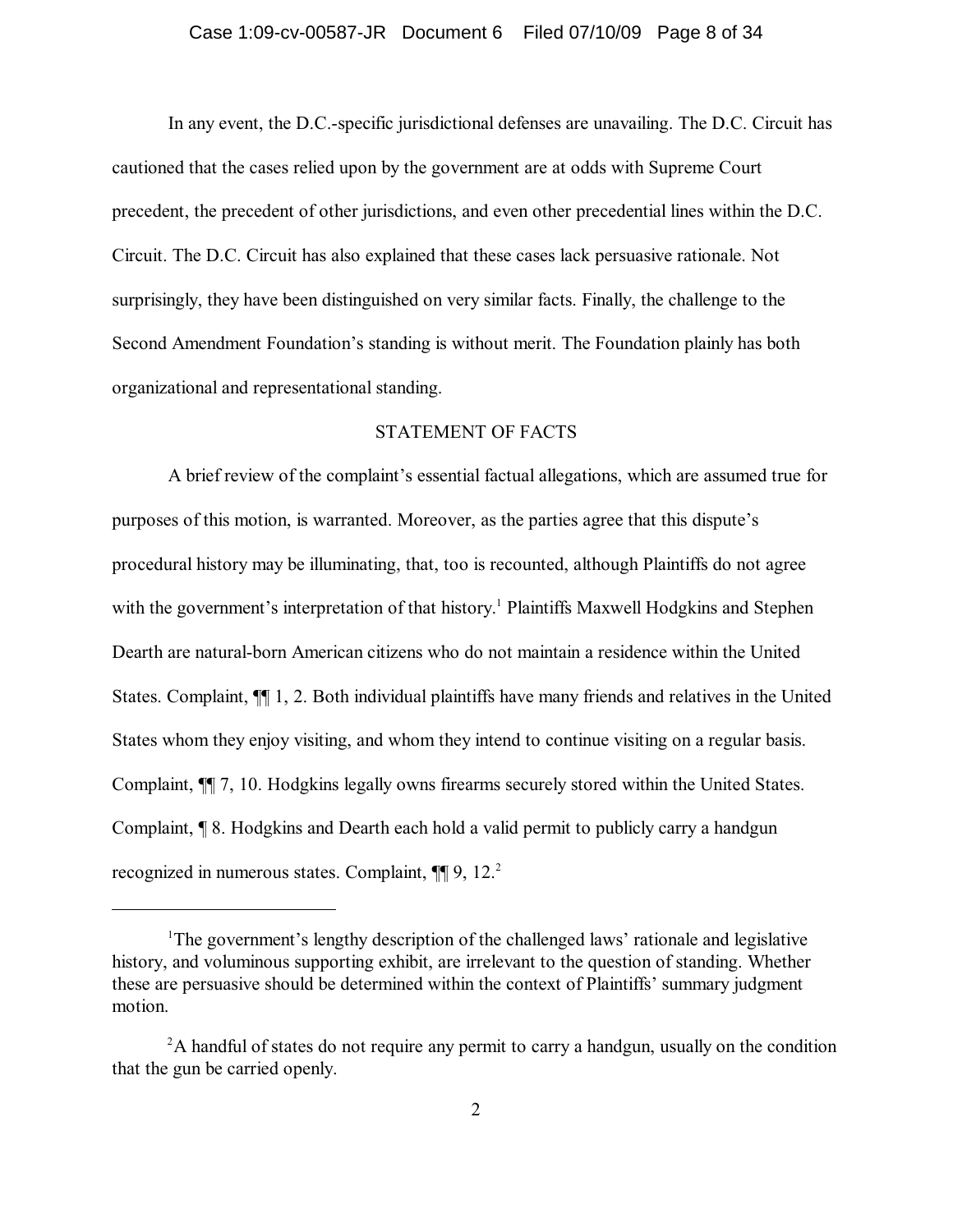In any event, the D.C.-specific jurisdictional defenses are unavailing. The D.C. Circuit has cautioned that the cases relied upon by the government are at odds with Supreme Court precedent, the precedent of other jurisdictions, and even other precedential lines within the D.C. Circuit. The D.C. Circuit has also explained that these cases lack persuasive rationale. Not surprisingly, they have been distinguished on very similar facts. Finally, the challenge to the Second Amendment Foundation's standing is without merit. The Foundation plainly has both organizational and representational standing.

## STATEMENT OF FACTS

A brief review of the complaint's essential factual allegations, which are assumed true for purposes of this motion, is warranted. Moreover, as the parties agree that this dispute's procedural history may be illuminating, that, too is recounted, although Plaintiffs do not agree with the government's interpretation of that history.[1] Plaintiffs Maxwell Hodgkins and Stephen Dearth are natural-born American citizens who do not maintain a residence within the United States. Complaint, ¶¶ 1, 2. Both individual plaintiffs have many friends and relatives in the United States whom they enjoy visiting, and whom they intend to continue visiting on a regular basis. Complaint, ¶¶ 7, 10. Hodgkins legally owns firearms securely stored within the United States. Complaint, ¶ 8. Hodgkins and Dearth each hold a valid permit to publicly carry a handgun recognized in numerous states. Complaint, ¶¶ 9, 12.[2]

---

[1] The government's lengthy description of the challenged laws' rationale and legislative history, and voluminous supporting exhibit, are irrelevant to the question of standing. Whether these are persuasive should be determined within the context of Plaintiffs' summary judgment motion.

[2] A handful of states do not require any permit to carry a handgun, usually on the condition that the gun be carried openly.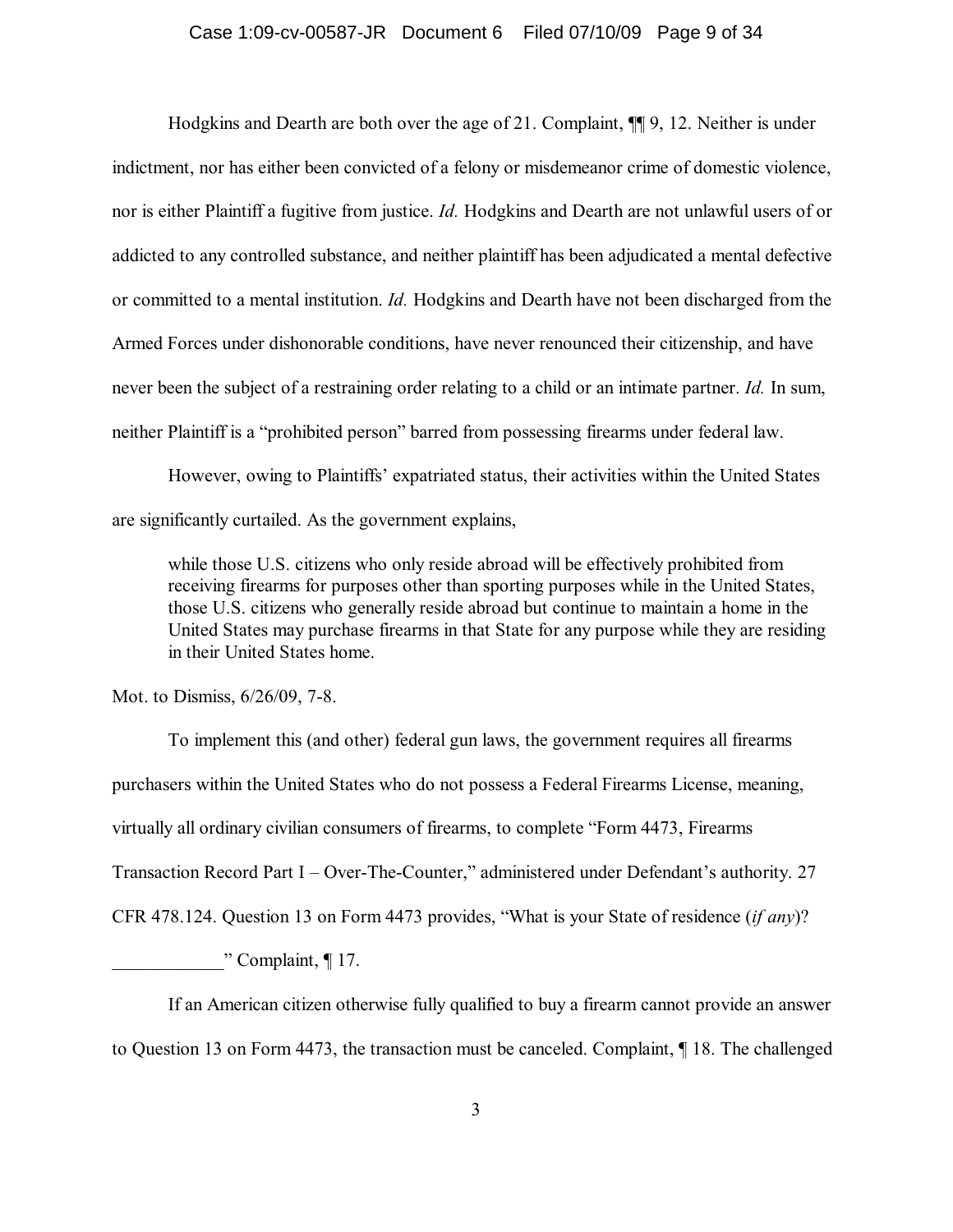Hodgkins and Dearth are both over the age of 21. Complaint, ¶¶ 9, 12. Neither is under indictment, nor has either been convicted of a felony or misdemeanor crime of domestic violence, nor is either Plaintiff a fugitive from justice. *Id.* Hodgkins and Dearth are not unlawful users of or addicted to any controlled substance, and neither plaintiff has been adjudicated a mental defective or committed to a mental institution. *Id.* Hodgkins and Dearth have not been discharged from the Armed Forces under dishonorable conditions, have never renounced their citizenship, and have never been the subject of a restraining order relating to a child or an intimate partner. *Id.* In sum, neither Plaintiff is a "prohibited person" barred from possessing firearms under federal law.

However, owing to Plaintiffs' expatriated status, their activities within the United States are significantly curtailed. As the government explains,

> while those U.S. citizens who only reside abroad will be effectively prohibited from receiving firearms for purposes other than sporting purposes while in the United States, those U.S. citizens who generally reside abroad but continue to maintain a home in the United States may purchase firearms in that State for any purpose while they are residing in their United States home.

Mot. to Dismiss, 6/26/09, 7-8.

To implement this (and other) federal gun laws, the government requires all firearms purchasers within the United States who do not possess a Federal Firearms License, meaning, virtually all ordinary civilian consumers of firearms, to complete "Form 4473, Firearms Transaction Record Part I – Over-The-Counter," administered under Defendant's authority. 27 CFR 478.124. Question 13 on Form 4473 provides, "What is your State of residence (*if any*)? ____________" Complaint, ¶ 17.

If an American citizen otherwise fully qualified to buy a firearm cannot provide an answer to Question 13 on Form 4473, the transaction must be canceled. Complaint, ¶ 18. The challenged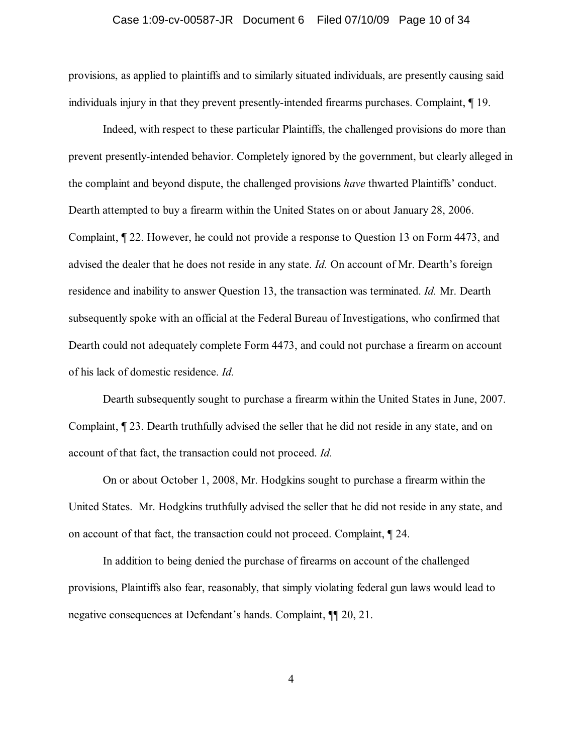provisions, as applied to plaintiffs and to similarly situated individuals, are presently causing said individuals injury in that they prevent presently-intended firearms purchases. Complaint, ¶ 19.

Indeed, with respect to these particular Plaintiffs, the challenged provisions do more than prevent presently-intended behavior. Completely ignored by the government, but clearly alleged in the complaint and beyond dispute, the challenged provisions *have* thwarted Plaintiffs' conduct. Dearth attempted to buy a firearm within the United States on or about January 28, 2006. Complaint, ¶ 22. However, he could not provide a response to Question 13 on Form 4473, and advised the dealer that he does not reside in any state. *Id.* On account of Mr. Dearth's foreign residence and inability to answer Question 13, the transaction was terminated. *Id.* Mr. Dearth subsequently spoke with an official at the Federal Bureau of Investigations, who confirmed that Dearth could not adequately complete Form 4473, and could not purchase a firearm on account of his lack of domestic residence. *Id.*

Dearth subsequently sought to purchase a firearm within the United States in June, 2007. Complaint, ¶ 23. Dearth truthfully advised the seller that he did not reside in any state, and on account of that fact, the transaction could not proceed. *Id.*

On or about October 1, 2008, Mr. Hodgkins sought to purchase a firearm within the United States. Mr. Hodgkins truthfully advised the seller that he did not reside in any state, and on account of that fact, the transaction could not proceed. Complaint, ¶ 24.

In addition to being denied the purchase of firearms on account of the challenged provisions, Plaintiffs also fear, reasonably, that simply violating federal gun laws would lead to negative consequences at Defendant's hands. Complaint, ¶¶ 20, 21.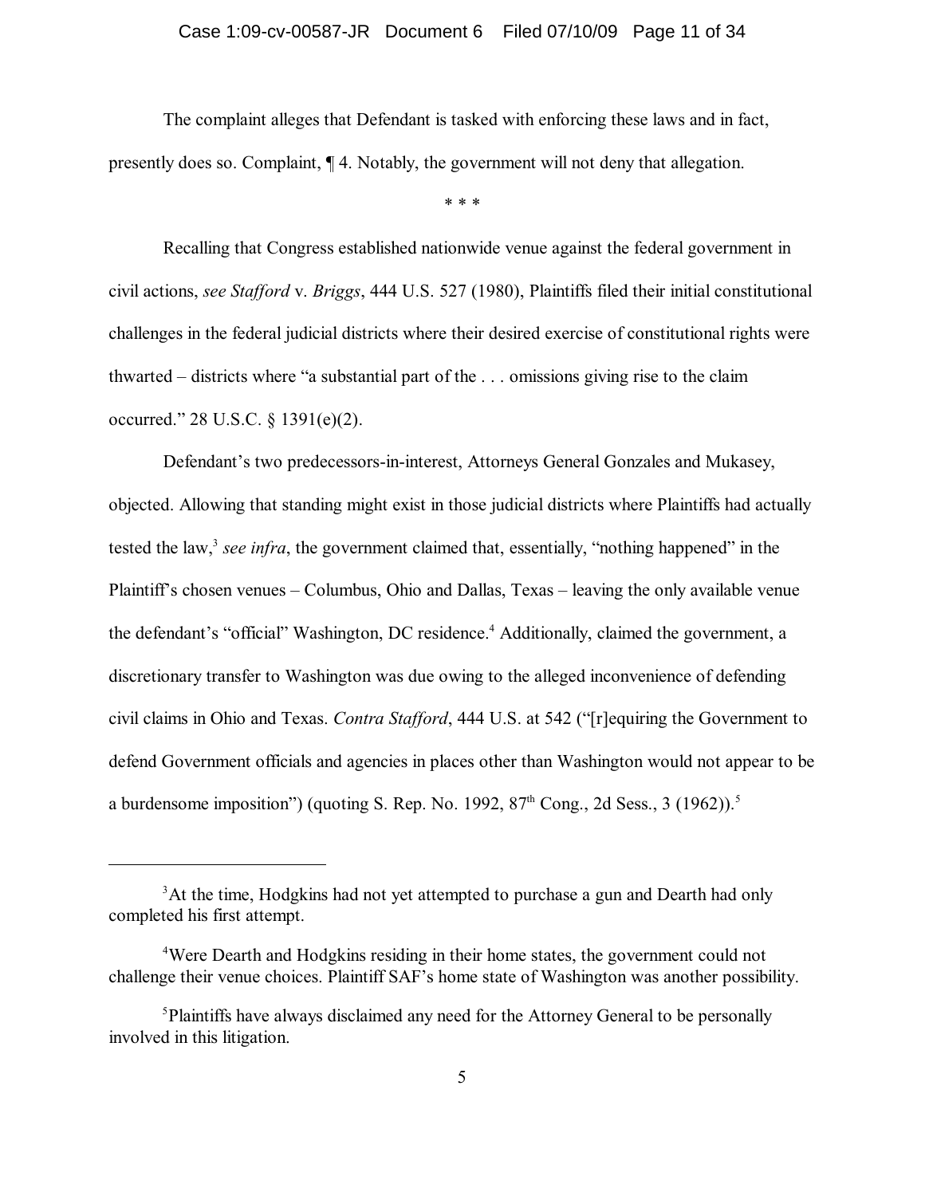The complaint alleges that Defendant is tasked with enforcing these laws and in fact, presently does so. Complaint, ¶ 4. Notably, the government will not deny that allegation.

* * *

Recalling that Congress established nationwide venue against the federal government in civil actions, *see Stafford* v. *Briggs*, 444 U.S. 527 (1980), Plaintiffs filed their initial constitutional challenges in the federal judicial districts where their desired exercise of constitutional rights were thwarted – districts where "a substantial part of the . . . omissions giving rise to the claim occurred." 28 U.S.C. § 1391(e)(2).

Defendant's two predecessors-in-interest, Attorneys General Gonzales and Mukasey, objected. Allowing that standing might exist in those judicial districts where Plaintiffs had actually tested the law,[3] *see infra*, the government claimed that, essentially, "nothing happened" in the Plaintiff's chosen venues – Columbus, Ohio and Dallas, Texas – leaving the only available venue the defendant's "official" Washington, DC residence.[4] Additionally, claimed the government, a discretionary transfer to Washington was due owing to the alleged inconvenience of defending civil claims in Ohio and Texas. *Contra Stafford*, 444 U.S. at 542 ("[r]equiring the Government to defend Government officials and agencies in places other than Washington would not appear to be a burdensome imposition") (quoting S. Rep. No. 1992, 87th Cong., 2d Sess., 3 (1962)).[5]

---

[3] At the time, Hodgkins had not yet attempted to purchase a gun and Dearth had only completed his first attempt.

[4] Were Dearth and Hodgkins residing in their home states, the government could not challenge their venue choices. Plaintiff SAF's home state of Washington was another possibility.

[5] Plaintiffs have always disclaimed any need for the Attorney General to be personally involved in this litigation.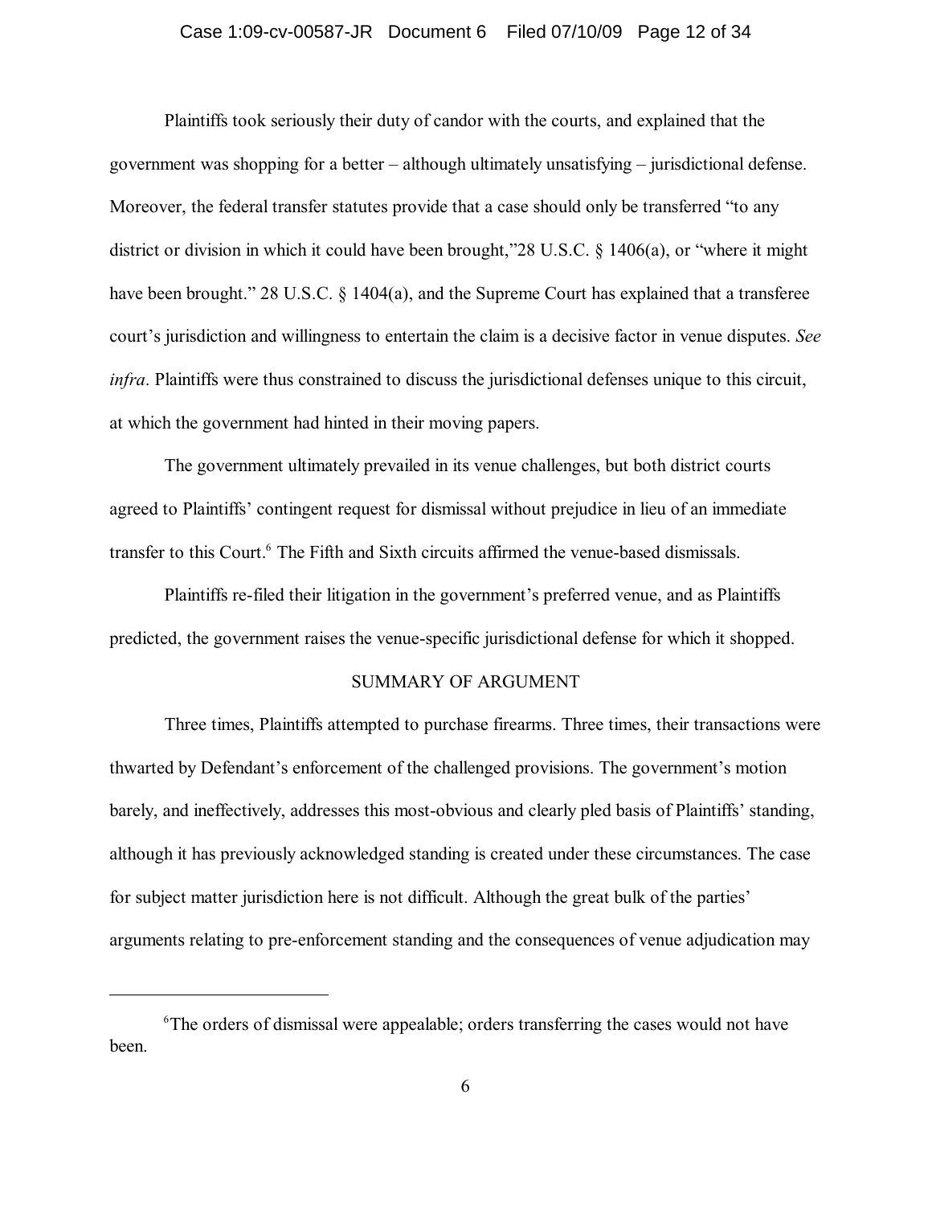Plaintiffs took seriously their duty of candor with the courts, and explained that the government was shopping for a better – although ultimately unsatisfying – jurisdictional defense. Moreover, the federal transfer statutes provide that a case should only be transferred "to any district or division in which it could have been brought,"28 U.S.C. § 1406(a), or "where it might have been brought." 28 U.S.C. § 1404(a), and the Supreme Court has explained that a transferee court's jurisdiction and willingness to entertain the claim is a decisive factor in venue disputes. *See infra*. Plaintiffs were thus constrained to discuss the jurisdictional defenses unique to this circuit, at which the government had hinted in their moving papers.

The government ultimately prevailed in its venue challenges, but both district courts agreed to Plaintiffs' contingent request for dismissal without prejudice in lieu of an immediate transfer to this Court.[6] The Fifth and Sixth circuits affirmed the venue-based dismissals.

Plaintiffs re-filed their litigation in the government's preferred venue, and as Plaintiffs predicted, the government raises the venue-specific jurisdictional defense for which it shopped.

## SUMMARY OF ARGUMENT

Three times, Plaintiffs attempted to purchase firearms. Three times, their transactions were thwarted by Defendant's enforcement of the challenged provisions. The government's motion barely, and ineffectively, addresses this most-obvious and clearly pled basis of Plaintiffs' standing, although it has previously acknowledged standing is created under these circumstances. The case for subject matter jurisdiction here is not difficult. Although the great bulk of the parties' arguments relating to pre-enforcement standing and the consequences of venue adjudication may

---

[6] The orders of dismissal were appealable; orders transferring the cases would not have been.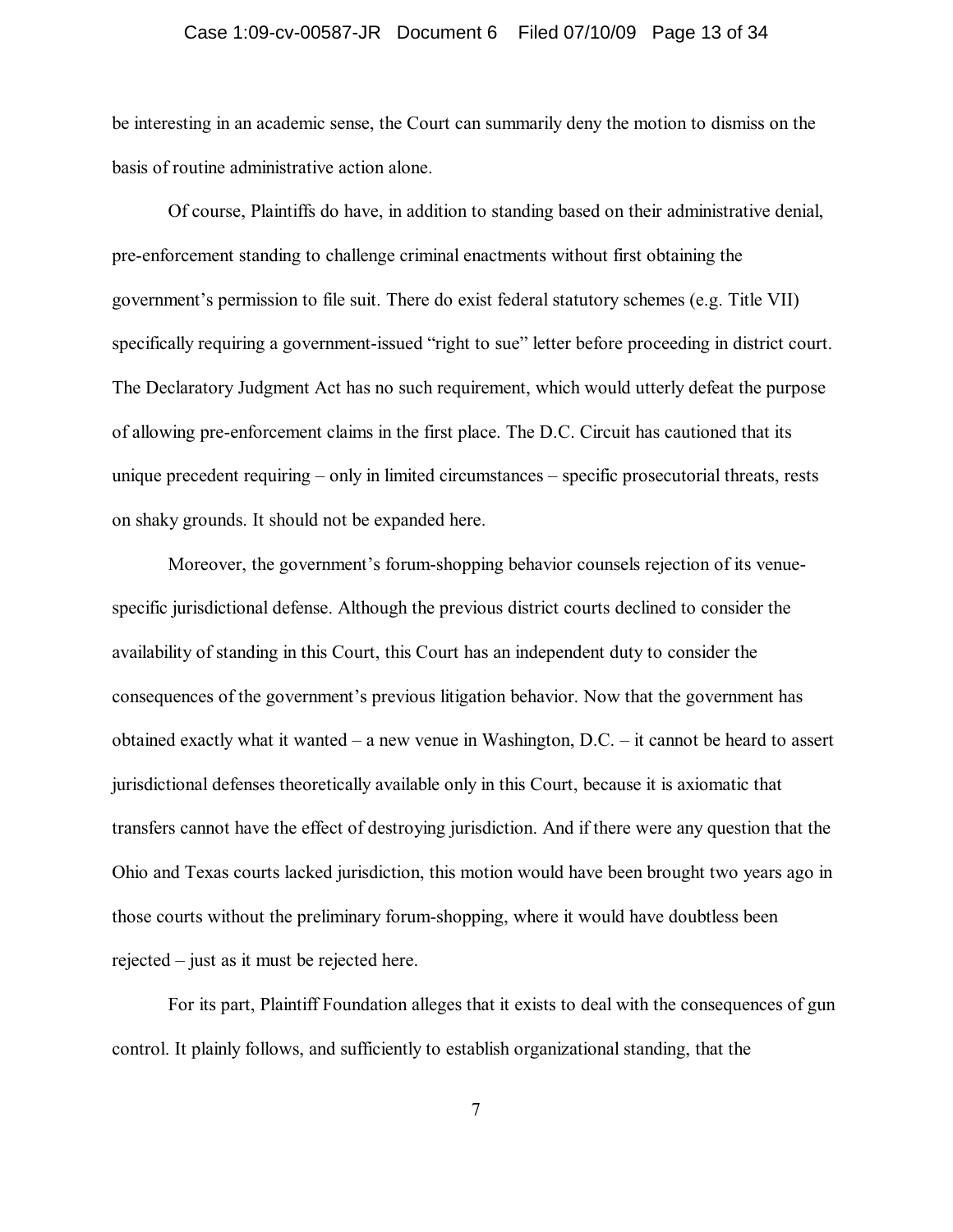be interesting in an academic sense, the Court can summarily deny the motion to dismiss on the basis of routine administrative action alone.

Of course, Plaintiffs do have, in addition to standing based on their administrative denial, pre-enforcement standing to challenge criminal enactments without first obtaining the government's permission to file suit. There do exist federal statutory schemes (e.g. Title VII) specifically requiring a government-issued "right to sue" letter before proceeding in district court. The Declaratory Judgment Act has no such requirement, which would utterly defeat the purpose of allowing pre-enforcement claims in the first place. The D.C. Circuit has cautioned that its unique precedent requiring – only in limited circumstances – specific prosecutorial threats, rests on shaky grounds. It should not be expanded here.

Moreover, the government's forum-shopping behavior counsels rejection of its venue-specific jurisdictional defense. Although the previous district courts declined to consider the availability of standing in this Court, this Court has an independent duty to consider the consequences of the government's previous litigation behavior. Now that the government has obtained exactly what it wanted – a new venue in Washington, D.C. – it cannot be heard to assert jurisdictional defenses theoretically available only in this Court, because it is axiomatic that transfers cannot have the effect of destroying jurisdiction. And if there were any question that the Ohio and Texas courts lacked jurisdiction, this motion would have been brought two years ago in those courts without the preliminary forum-shopping, where it would have doubtless been rejected – just as it must be rejected here.

For its part, Plaintiff Foundation alleges that it exists to deal with the consequences of gun control. It plainly follows, and sufficiently to establish organizational standing, that the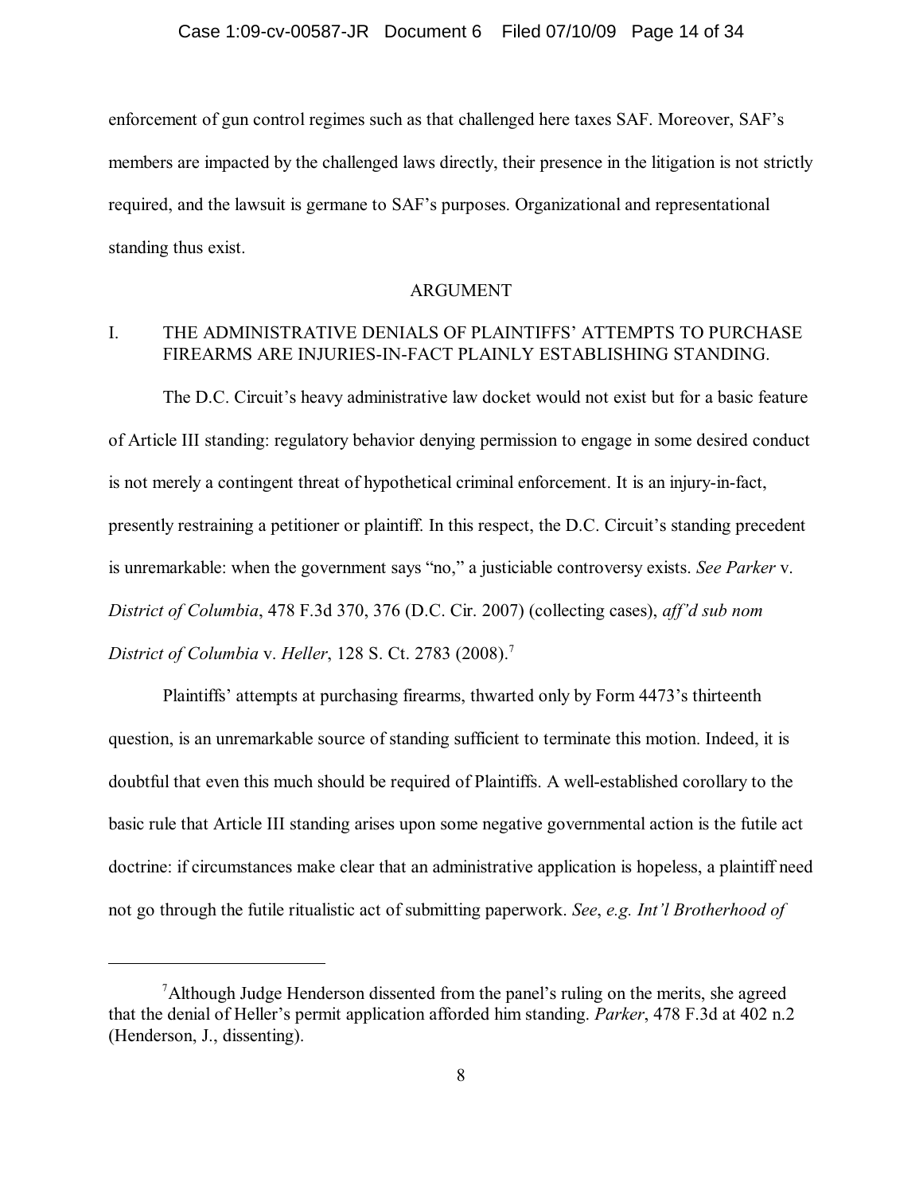enforcement of gun control regimes such as that challenged here taxes SAF. Moreover, SAF's members are impacted by the challenged laws directly, their presence in the litigation is not strictly required, and the lawsuit is germane to SAF's purposes. Organizational and representational standing thus exist.

## ARGUMENT

### I. THE ADMINISTRATIVE DENIALS OF PLAINTIFFS' ATTEMPTS TO PURCHASE FIREARMS ARE INJURIES-IN-FACT PLAINLY ESTABLISHING STANDING.

The D.C. Circuit's heavy administrative law docket would not exist but for a basic feature of Article III standing: regulatory behavior denying permission to engage in some desired conduct is not merely a contingent threat of hypothetical criminal enforcement. It is an injury-in-fact, presently restraining a petitioner or plaintiff. In this respect, the D.C. Circuit's standing precedent is unremarkable: when the government says "no," a justiciable controversy exists. *See Parker* v. *District of Columbia*, 478 F.3d 370, 376 (D.C. Cir. 2007) (collecting cases), *aff'd sub nom District of Columbia* v. *Heller*, 128 S. Ct. 2783 (2008).[7]

Plaintiffs' attempts at purchasing firearms, thwarted only by Form 4473's thirteenth question, is an unremarkable source of standing sufficient to terminate this motion. Indeed, it is doubtful that even this much should be required of Plaintiffs. A well-established corollary to the basic rule that Article III standing arises upon some negative governmental action is the futile act doctrine: if circumstances make clear that an administrative application is hopeless, a plaintiff need not go through the futile ritualistic act of submitting paperwork. *See*, *e.g. Int'l Brotherhood of*

---

[7]Although Judge Henderson dissented from the panel's ruling on the merits, she agreed that the denial of Heller's permit application afforded him standing. *Parker*, 478 F.3d at 402 n.2 (Henderson, J., dissenting).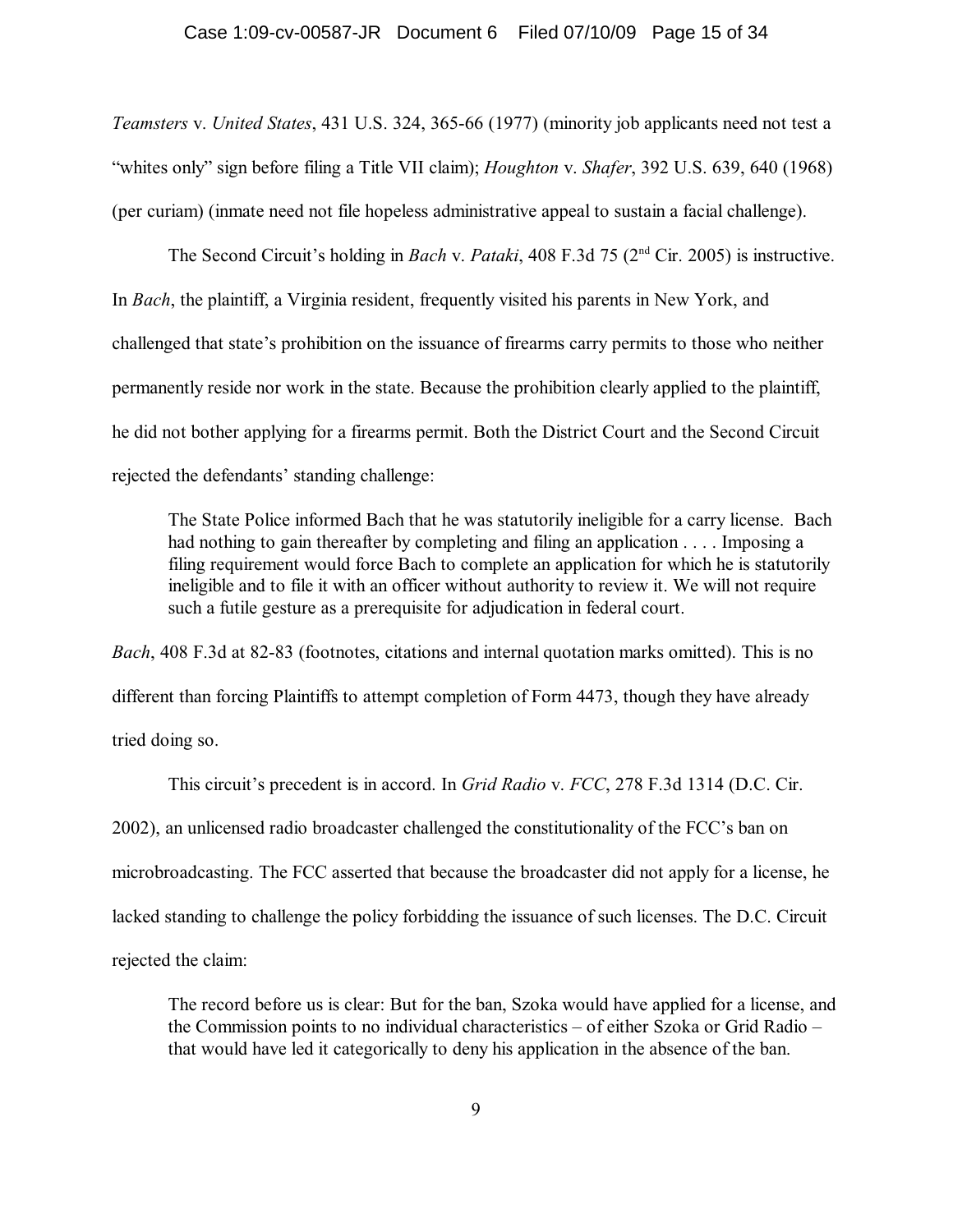*Teamsters* v. *United States*, 431 U.S. 324, 365-66 (1977) (minority job applicants need not test a "whites only" sign before filing a Title VII claim); *Houghton* v. *Shafer*, 392 U.S. 639, 640 (1968) (per curiam) (inmate need not file hopeless administrative appeal to sustain a facial challenge).

The Second Circuit's holding in *Bach* v. *Pataki*, 408 F.3d 75 (2nd Cir. 2005) is instructive. In *Bach*, the plaintiff, a Virginia resident, frequently visited his parents in New York, and challenged that state's prohibition on the issuance of firearms carry permits to those who neither permanently reside nor work in the state. Because the prohibition clearly applied to the plaintiff, he did not bother applying for a firearms permit. Both the District Court and the Second Circuit rejected the defendants' standing challenge:

> The State Police informed Bach that he was statutorily ineligible for a carry license. Bach had nothing to gain thereafter by completing and filing an application . . . . Imposing a filing requirement would force Bach to complete an application for which he is statutorily ineligible and to file it with an officer without authority to review it. We will not require such a futile gesture as a prerequisite for adjudication in federal court.

*Bach*, 408 F.3d at 82-83 (footnotes, citations and internal quotation marks omitted). This is no different than forcing Plaintiffs to attempt completion of Form 4473, though they have already tried doing so.

This circuit's precedent is in accord. In *Grid Radio* v. *FCC*, 278 F.3d 1314 (D.C. Cir. 2002), an unlicensed radio broadcaster challenged the constitutionality of the FCC's ban on microbroadcasting. The FCC asserted that because the broadcaster did not apply for a license, he lacked standing to challenge the policy forbidding the issuance of such licenses. The D.C. Circuit rejected the claim:

> The record before us is clear: But for the ban, Szoka would have applied for a license, and the Commission points to no individual characteristics – of either Szoka or Grid Radio – that would have led it categorically to deny his application in the absence of the ban.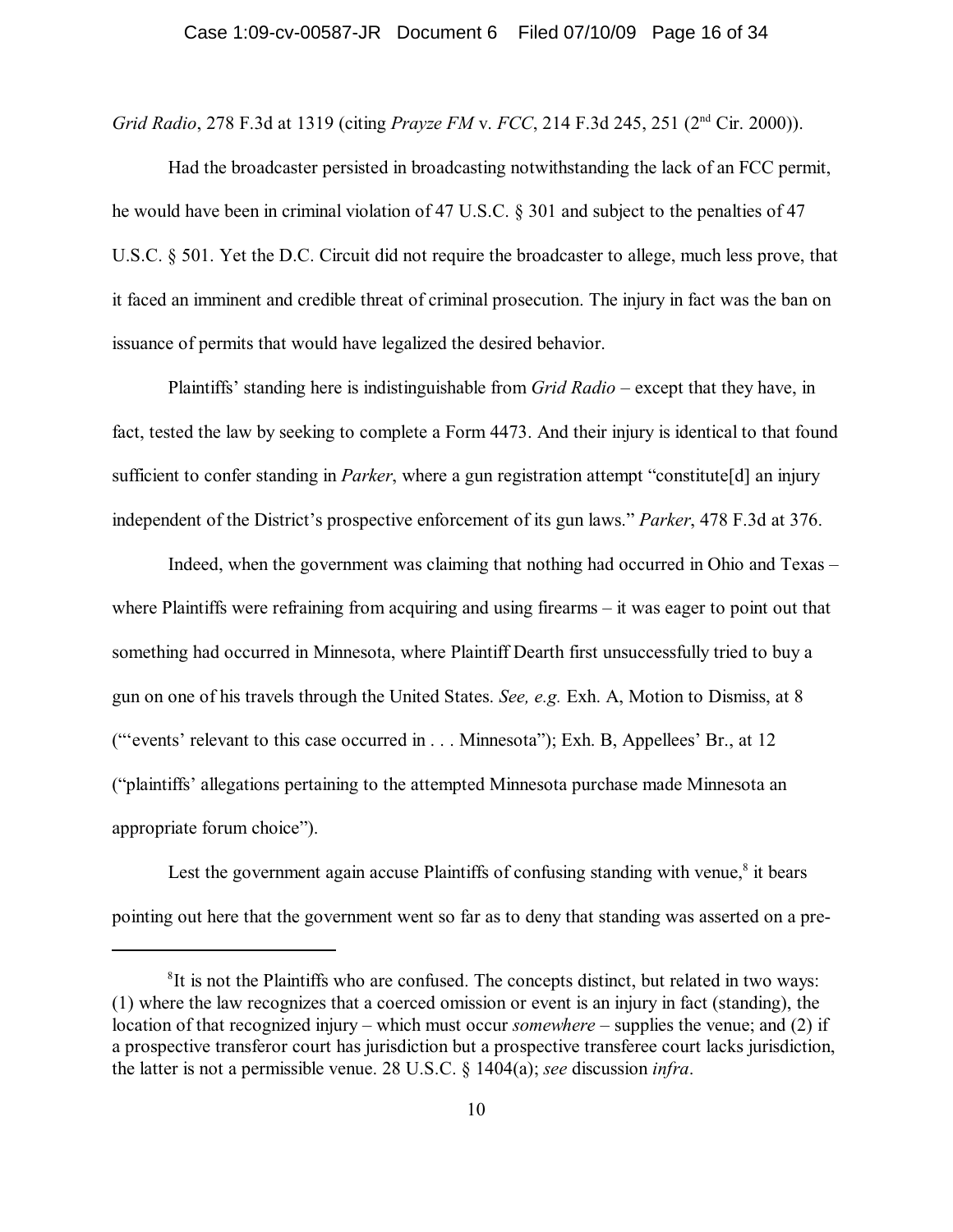*Grid Radio*, 278 F.3d at 1319 (citing *Prayze FM* v. *FCC*, 214 F.3d 245, 251 (2nd Cir. 2000)).

Had the broadcaster persisted in broadcasting notwithstanding the lack of an FCC permit, he would have been in criminal violation of 47 U.S.C. § 301 and subject to the penalties of 47 U.S.C. § 501. Yet the D.C. Circuit did not require the broadcaster to allege, much less prove, that it faced an imminent and credible threat of criminal prosecution. The injury in fact was the ban on issuance of permits that would have legalized the desired behavior.

Plaintiffs' standing here is indistinguishable from *Grid Radio* – except that they have, in fact, tested the law by seeking to complete a Form 4473. And their injury is identical to that found sufficient to confer standing in *Parker*, where a gun registration attempt "constitute[d] an injury independent of the District's prospective enforcement of its gun laws." *Parker*, 478 F.3d at 376.

Indeed, when the government was claiming that nothing had occurred in Ohio and Texas – where Plaintiffs were refraining from acquiring and using firearms – it was eager to point out that something had occurred in Minnesota, where Plaintiff Dearth first unsuccessfully tried to buy a gun on one of his travels through the United States. *See, e.g.* Exh. A, Motion to Dismiss, at 8 ("'events' relevant to this case occurred in . . . Minnesota"); Exh. B, Appellees' Br., at 12 ("plaintiffs' allegations pertaining to the attempted Minnesota purchase made Minnesota an appropriate forum choice").

Lest the government again accuse Plaintiffs of confusing standing with venue,[8] it bears pointing out here that the government went so far as to deny that standing was asserted on a pre-

---

[8]It is not the Plaintiffs who are confused. The concepts distinct, but related in two ways: (1) where the law recognizes that a coerced omission or event is an injury in fact (standing), the location of that recognized injury – which must occur *somewhere* – supplies the venue; and (2) if a prospective transferor court has jurisdiction but a prospective transferee court lacks jurisdiction, the latter is not a permissible venue. 28 U.S.C. § 1404(a); *see* discussion *infra*.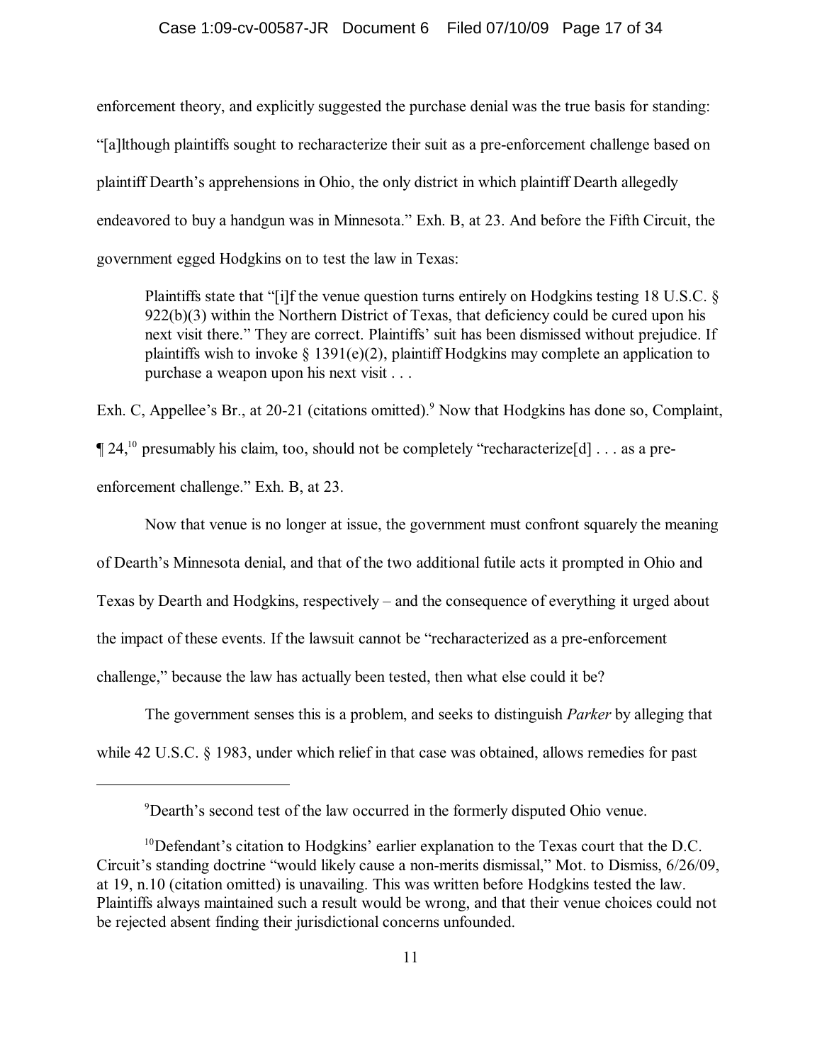enforcement theory, and explicitly suggested the purchase denial was the true basis for standing: "[a]lthough plaintiffs sought to recharacterize their suit as a pre-enforcement challenge based on plaintiff Dearth's apprehensions in Ohio, the only district in which plaintiff Dearth allegedly endeavored to buy a handgun was in Minnesota." Exh. B, at 23. And before the Fifth Circuit, the government egged Hodgkins on to test the law in Texas:

> Plaintiffs state that "[i]f the venue question turns entirely on Hodgkins testing 18 U.S.C. § 922(b)(3) within the Northern District of Texas, that deficiency could be cured upon his next visit there." They are correct. Plaintiffs' suit has been dismissed without prejudice. If plaintiffs wish to invoke § 1391(e)(2), plaintiff Hodgkins may complete an application to purchase a weapon upon his next visit . . .

Exh. C, Appellee's Br., at 20-21 (citations omitted).[9] Now that Hodgkins has done so, Complaint, ¶ 24,[10] presumably his claim, too, should not be completely "recharacterize[d] . . . as a pre-enforcement challenge." Exh. B, at 23.

Now that venue is no longer at issue, the government must confront squarely the meaning of Dearth's Minnesota denial, and that of the two additional futile acts it prompted in Ohio and Texas by Dearth and Hodgkins, respectively – and the consequence of everything it urged about the impact of these events. If the lawsuit cannot be "recharacterized as a pre-enforcement challenge," because the law has actually been tested, then what else could it be?

The government senses this is a problem, and seeks to distinguish *Parker* by alleging that while 42 U.S.C. § 1983, under which relief in that case was obtained, allows remedies for past

---

[9] Dearth's second test of the law occurred in the formerly disputed Ohio venue.

[10] Defendant's citation to Hodgkins' earlier explanation to the Texas court that the D.C. Circuit's standing doctrine "would likely cause a non-merits dismissal," Mot. to Dismiss, 6/26/09, at 19, n.10 (citation omitted) is unavailing. This was written before Hodgkins tested the law. Plaintiffs always maintained such a result would be wrong, and that their venue choices could not be rejected absent finding their jurisdictional concerns unfounded.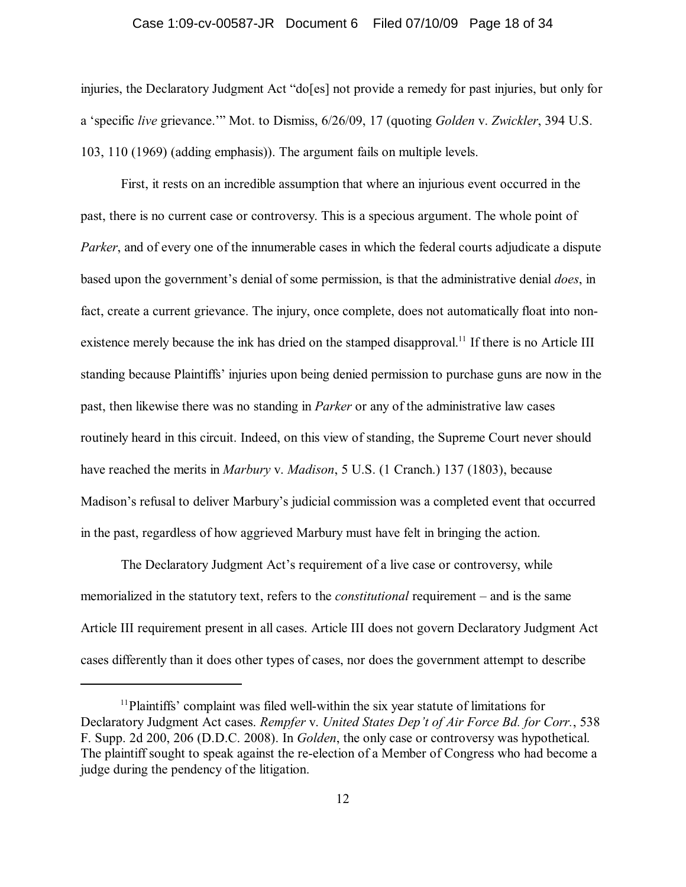injuries, the Declaratory Judgment Act "do[es] not provide a remedy for past injuries, but only for a 'specific *live* grievance.'" Mot. to Dismiss, 6/26/09, 17 (quoting *Golden* v. *Zwickler*, 394 U.S. 103, 110 (1969) (adding emphasis)). The argument fails on multiple levels.

First, it rests on an incredible assumption that where an injurious event occurred in the past, there is no current case or controversy. This is a specious argument. The whole point of *Parker*, and of every one of the innumerable cases in which the federal courts adjudicate a dispute based upon the government's denial of some permission, is that the administrative denial *does*, in fact, create a current grievance. The injury, once complete, does not automatically float into non-existence merely because the ink has dried on the stamped disapproval.[11] If there is no Article III standing because Plaintiffs' injuries upon being denied permission to purchase guns are now in the past, then likewise there was no standing in *Parker* or any of the administrative law cases routinely heard in this circuit. Indeed, on this view of standing, the Supreme Court never should have reached the merits in *Marbury* v. *Madison*, 5 U.S. (1 Cranch.) 137 (1803), because Madison's refusal to deliver Marbury's judicial commission was a completed event that occurred in the past, regardless of how aggrieved Marbury must have felt in bringing the action.

The Declaratory Judgment Act's requirement of a live case or controversy, while memorialized in the statutory text, refers to the *constitutional* requirement – and is the same Article III requirement present in all cases. Article III does not govern Declaratory Judgment Act cases differently than it does other types of cases, nor does the government attempt to describe

[11] Plaintiffs' complaint was filed well-within the six year statute of limitations for Declaratory Judgment Act cases. *Rempfer* v. *United States Dep't of Air Force Bd. for Corr.*, 538 F. Supp. 2d 200, 206 (D.D.C. 2008). In *Golden*, the only case or controversy was hypothetical. The plaintiff sought to speak against the re-election of a Member of Congress who had become a judge during the pendency of the litigation.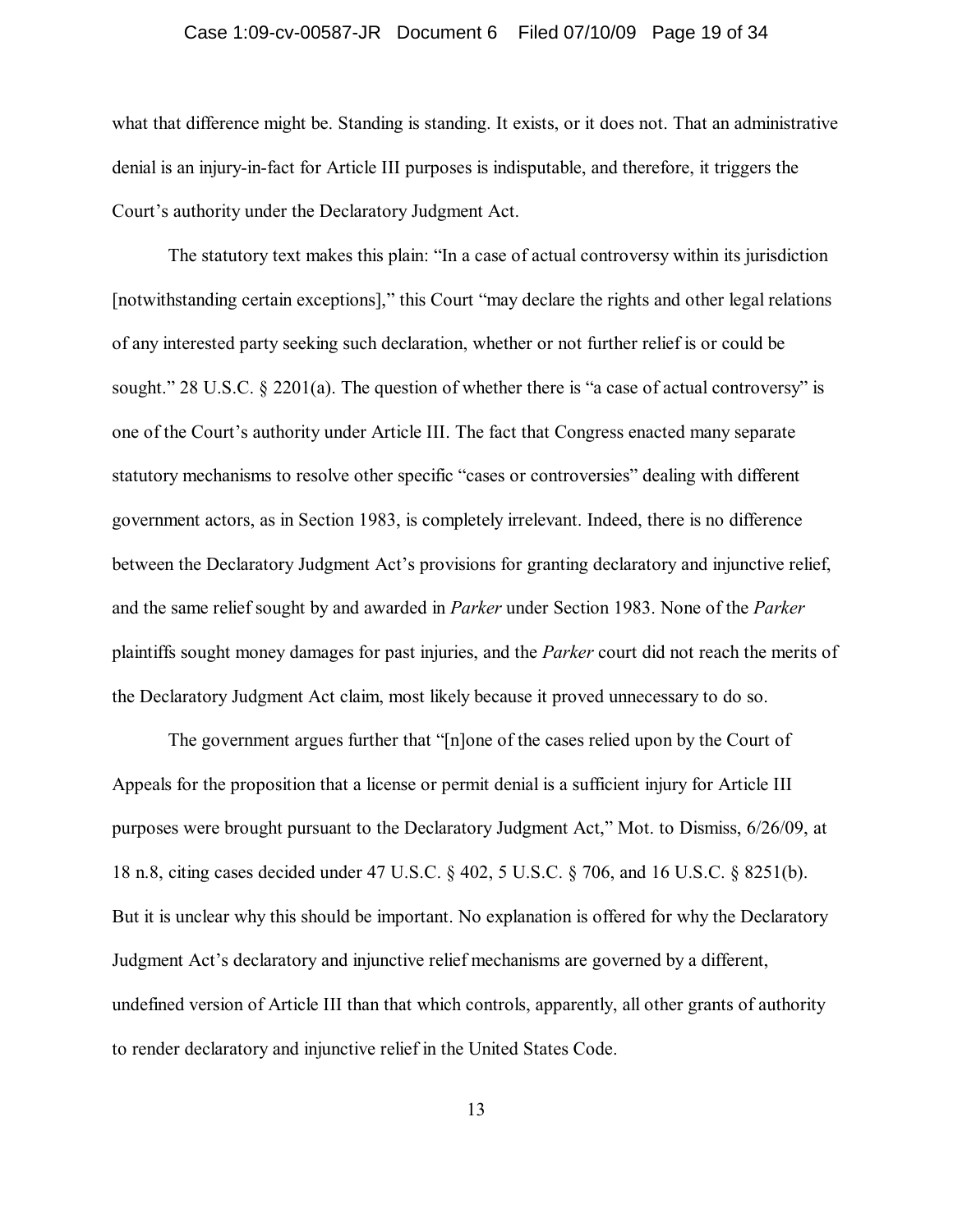what that difference might be. Standing is standing. It exists, or it does not. That an administrative denial is an injury-in-fact for Article III purposes is indisputable, and therefore, it triggers the Court's authority under the Declaratory Judgment Act.

The statutory text makes this plain: "In a case of actual controversy within its jurisdiction [notwithstanding certain exceptions]," this Court "may declare the rights and other legal relations of any interested party seeking such declaration, whether or not further relief is or could be sought." 28 U.S.C. § 2201(a). The question of whether there is "a case of actual controversy" is one of the Court's authority under Article III. The fact that Congress enacted many separate statutory mechanisms to resolve other specific "cases or controversies" dealing with different government actors, as in Section 1983, is completely irrelevant. Indeed, there is no difference between the Declaratory Judgment Act's provisions for granting declaratory and injunctive relief, and the same relief sought by and awarded in *Parker* under Section 1983. None of the *Parker* plaintiffs sought money damages for past injuries, and the *Parker* court did not reach the merits of the Declaratory Judgment Act claim, most likely because it proved unnecessary to do so.

The government argues further that "[n]one of the cases relied upon by the Court of Appeals for the proposition that a license or permit denial is a sufficient injury for Article III purposes were brought pursuant to the Declaratory Judgment Act," Mot. to Dismiss, 6/26/09, at 18 n.8, citing cases decided under 47 U.S.C. § 402, 5 U.S.C. § 706, and 16 U.S.C. § 8251(b). But it is unclear why this should be important. No explanation is offered for why the Declaratory Judgment Act's declaratory and injunctive relief mechanisms are governed by a different, undefined version of Article III than that which controls, apparently, all other grants of authority to render declaratory and injunctive relief in the United States Code.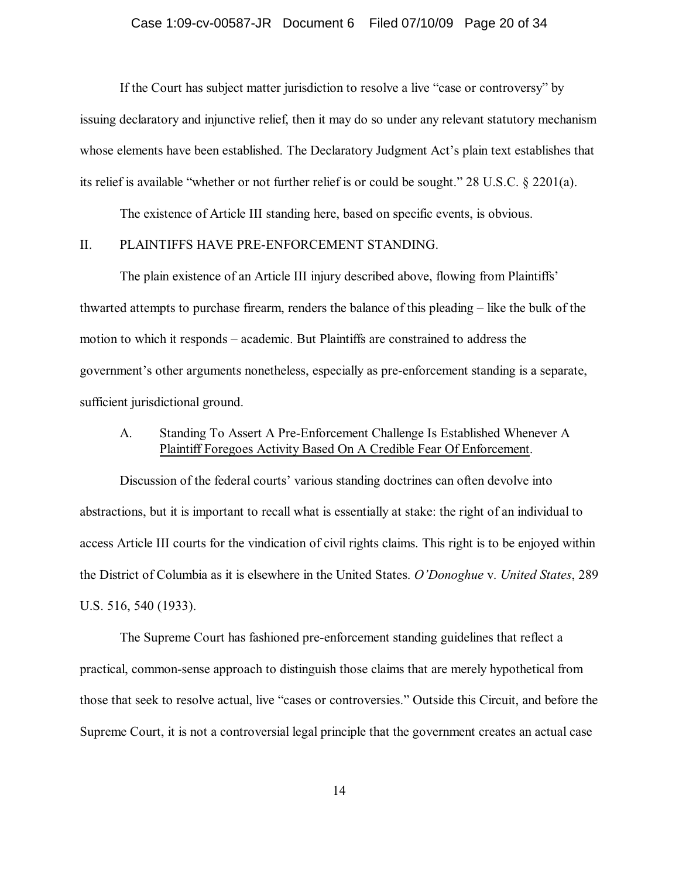If the Court has subject matter jurisdiction to resolve a live "case or controversy" by issuing declaratory and injunctive relief, then it may do so under any relevant statutory mechanism whose elements have been established. The Declaratory Judgment Act's plain text establishes that its relief is available "whether or not further relief is or could be sought." 28 U.S.C. § 2201(a).

The existence of Article III standing here, based on specific events, is obvious.

## II. PLAINTIFFS HAVE PRE-ENFORCEMENT STANDING.

The plain existence of an Article III injury described above, flowing from Plaintiffs' thwarted attempts to purchase firearm, renders the balance of this pleading – like the bulk of the motion to which it responds – academic. But Plaintiffs are constrained to address the government's other arguments nonetheless, especially as pre-enforcement standing is a separate, sufficient jurisdictional ground.

### A. Standing To Assert A Pre-Enforcement Challenge Is Established Whenever A Plaintiff Foregoes Activity Based On A Credible Fear Of Enforcement.

Discussion of the federal courts' various standing doctrines can often devolve into abstractions, but it is important to recall what is essentially at stake: the right of an individual to access Article III courts for the vindication of civil rights claims. This right is to be enjoyed within the District of Columbia as it is elsewhere in the United States. *O'Donoghue* v. *United States*, 289 U.S. 516, 540 (1933).

The Supreme Court has fashioned pre-enforcement standing guidelines that reflect a practical, common-sense approach to distinguish those claims that are merely hypothetical from those that seek to resolve actual, live "cases or controversies." Outside this Circuit, and before the Supreme Court, it is not a controversial legal principle that the government creates an actual case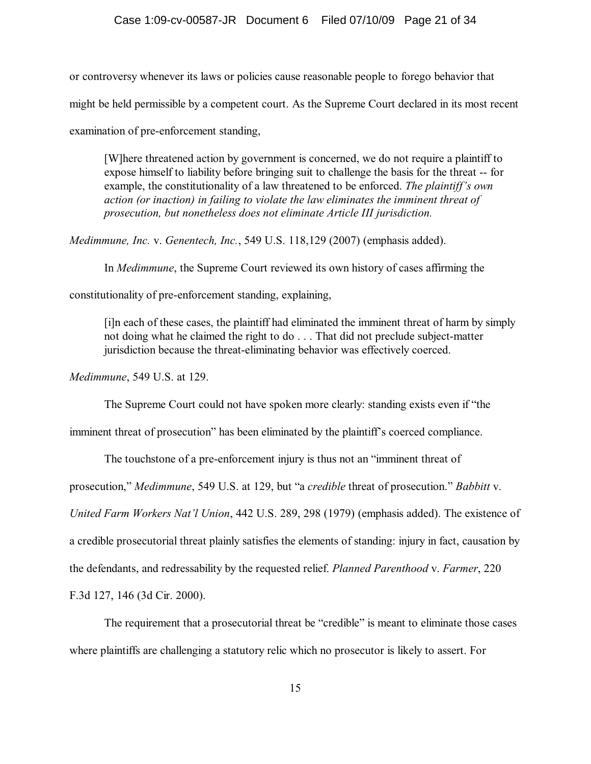or controversy whenever its laws or policies cause reasonable people to forego behavior that might be held permissible by a competent court. As the Supreme Court declared in its most recent examination of pre-enforcement standing,

> [W]here threatened action by government is concerned, we do not require a plaintiff to expose himself to liability before bringing suit to challenge the basis for the threat -- for example, the constitutionality of a law threatened to be enforced. *The plaintiff's own action (or inaction) in failing to violate the law eliminates the imminent threat of prosecution, but nonetheless does not eliminate Article III jurisdiction.*

*Medimmune, Inc.* v. *Genentech, Inc.*, 549 U.S. 118,129 (2007) (emphasis added).

In *Medimmune*, the Supreme Court reviewed its own history of cases affirming the constitutionality of pre-enforcement standing, explaining,

> [i]n each of these cases, the plaintiff had eliminated the imminent threat of harm by simply not doing what he claimed the right to do . . . That did not preclude subject-matter jurisdiction because the threat-eliminating behavior was effectively coerced.

*Medimmune*, 549 U.S. at 129.

The Supreme Court could not have spoken more clearly: standing exists even if "the imminent threat of prosecution" has been eliminated by the plaintiff's coerced compliance.

The touchstone of a pre-enforcement injury is thus not an "imminent threat of prosecution," *Medimmune*, 549 U.S. at 129, but "a *credible* threat of prosecution." *Babbitt* v. *United Farm Workers Nat'l Union*, 442 U.S. 289, 298 (1979) (emphasis added). The existence of a credible prosecutorial threat plainly satisfies the elements of standing: injury in fact, causation by the defendants, and redressability by the requested relief. *Planned Parenthood* v. *Farmer*, 220 F.3d 127, 146 (3d Cir. 2000).

The requirement that a prosecutorial threat be "credible" is meant to eliminate those cases where plaintiffs are challenging a statutory relic which no prosecutor is likely to assert. For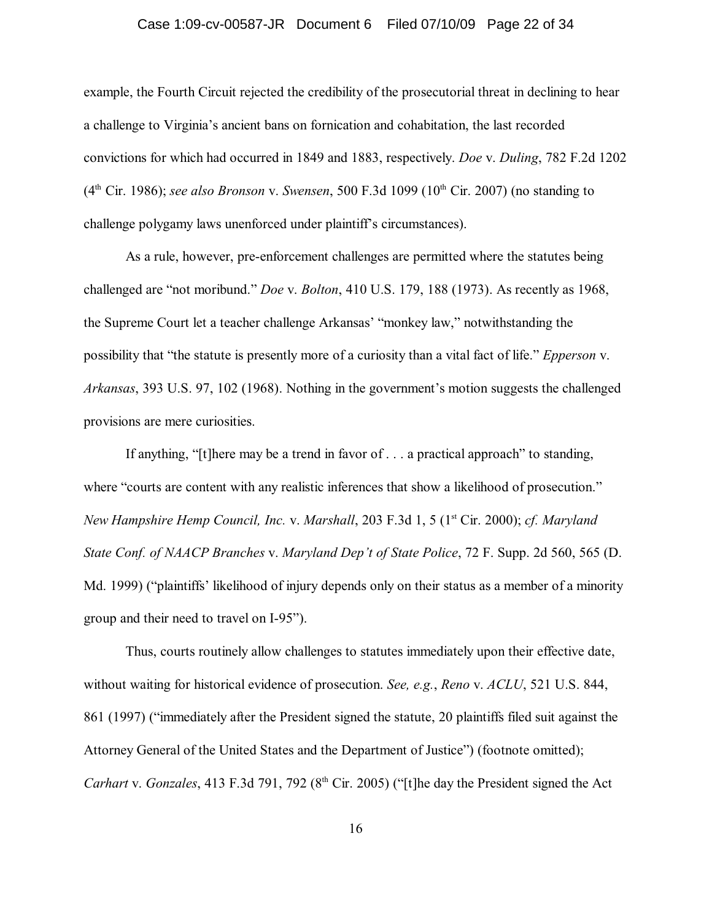example, the Fourth Circuit rejected the credibility of the prosecutorial threat in declining to hear a challenge to Virginia's ancient bans on fornication and cohabitation, the last recorded convictions for which had occurred in 1849 and 1883, respectively. *Doe* v. *Duling*, 782 F.2d 1202 (4th Cir. 1986); *see also Bronson* v. *Swensen*, 500 F.3d 1099 (10th Cir. 2007) (no standing to challenge polygamy laws unenforced under plaintiff's circumstances).

As a rule, however, pre-enforcement challenges are permitted where the statutes being challenged are "not moribund." *Doe* v. *Bolton*, 410 U.S. 179, 188 (1973). As recently as 1968, the Supreme Court let a teacher challenge Arkansas' "monkey law," notwithstanding the possibility that "the statute is presently more of a curiosity than a vital fact of life." *Epperson* v. *Arkansas*, 393 U.S. 97, 102 (1968). Nothing in the government's motion suggests the challenged provisions are mere curiosities.

If anything, "[t]here may be a trend in favor of . . . a practical approach" to standing, where "courts are content with any realistic inferences that show a likelihood of prosecution." *New Hampshire Hemp Council, Inc.* v. *Marshall*, 203 F.3d 1, 5 (1st Cir. 2000); *cf. Maryland State Conf. of NAACP Branches* v. *Maryland Dep't of State Police*, 72 F. Supp. 2d 560, 565 (D. Md. 1999) ("plaintiffs' likelihood of injury depends only on their status as a member of a minority group and their need to travel on I-95").

Thus, courts routinely allow challenges to statutes immediately upon their effective date, without waiting for historical evidence of prosecution. *See, e.g.*, *Reno* v. *ACLU*, 521 U.S. 844, 861 (1997) ("immediately after the President signed the statute, 20 plaintiffs filed suit against the Attorney General of the United States and the Department of Justice") (footnote omitted); *Carhart* v. *Gonzales*, 413 F.3d 791, 792 (8th Cir. 2005) ("[t]he day the President signed the Act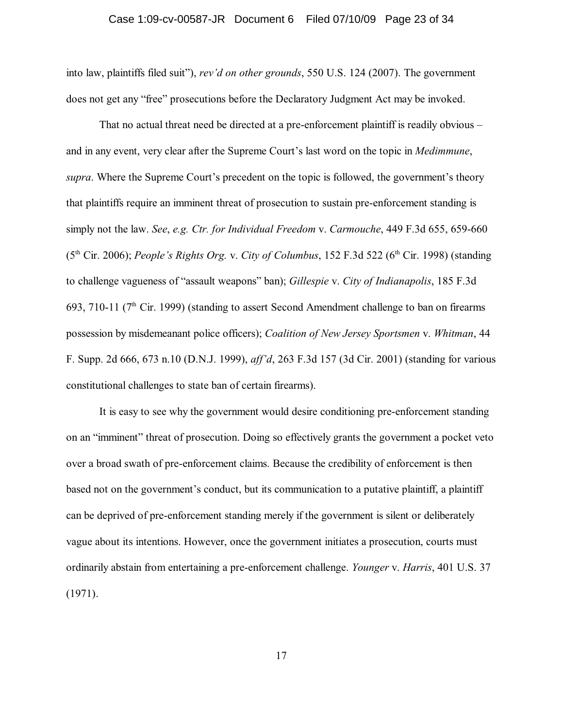into law, plaintiffs filed suit"), *rev'd on other grounds*, 550 U.S. 124 (2007). The government does not get any "free" prosecutions before the Declaratory Judgment Act may be invoked.

That no actual threat need be directed at a pre-enforcement plaintiff is readily obvious – and in any event, very clear after the Supreme Court's last word on the topic in *Medimmune*, *supra*. Where the Supreme Court's precedent on the topic is followed, the government's theory that plaintiffs require an imminent threat of prosecution to sustain pre-enforcement standing is simply not the law. *See*, *e.g. Ctr. for Individual Freedom* v. *Carmouche*, 449 F.3d 655, 659-660 (5th Cir. 2006); *People's Rights Org.* v. *City of Columbus*, 152 F.3d 522 (6th Cir. 1998) (standing to challenge vagueness of "assault weapons" ban); *Gillespie* v. *City of Indianapolis*, 185 F.3d 693, 710-11 (7th Cir. 1999) (standing to assert Second Amendment challenge to ban on firearms possession by misdemeanant police officers); *Coalition of New Jersey Sportsmen* v. *Whitman*, 44 F. Supp. 2d 666, 673 n.10 (D.N.J. 1999), *aff'd*, 263 F.3d 157 (3d Cir. 2001) (standing for various constitutional challenges to state ban of certain firearms).

It is easy to see why the government would desire conditioning pre-enforcement standing on an "imminent" threat of prosecution. Doing so effectively grants the government a pocket veto over a broad swath of pre-enforcement claims. Because the credibility of enforcement is then based not on the government's conduct, but its communication to a putative plaintiff, a plaintiff can be deprived of pre-enforcement standing merely if the government is silent or deliberately vague about its intentions. However, once the government initiates a prosecution, courts must ordinarily abstain from entertaining a pre-enforcement challenge. *Younger* v. *Harris*, 401 U.S. 37 (1971).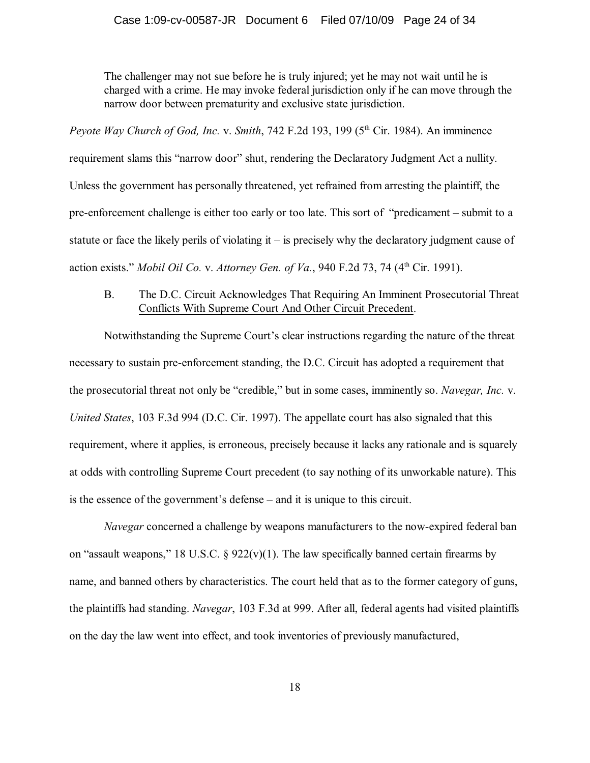> The challenger may not sue before he is truly injured; yet he may not wait until he is charged with a crime. He may invoke federal jurisdiction only if he can move through the narrow door between prematurity and exclusive state jurisdiction.

*Peyote Way Church of God, Inc.* v. *Smith*, 742 F.2d 193, 199 (5th Cir. 1984). An imminence requirement slams this "narrow door" shut, rendering the Declaratory Judgment Act a nullity. Unless the government has personally threatened, yet refrained from arresting the plaintiff, the pre-enforcement challenge is either too early or too late. This sort of "predicament – submit to a statute or face the likely perils of violating it – is precisely why the declaratory judgment cause of action exists." *Mobil Oil Co.* v. *Attorney Gen. of Va.*, 940 F.2d 73, 74 (4th Cir. 1991).

B. The D.C. Circuit Acknowledges That Requiring An Imminent Prosecutorial Threat Conflicts With Supreme Court And Other Circuit Precedent.

Notwithstanding the Supreme Court's clear instructions regarding the nature of the threat necessary to sustain pre-enforcement standing, the D.C. Circuit has adopted a requirement that the prosecutorial threat not only be "credible," but in some cases, imminently so. *Navegar, Inc.* v. *United States*, 103 F.3d 994 (D.C. Cir. 1997). The appellate court has also signaled that this requirement, where it applies, is erroneous, precisely because it lacks any rationale and is squarely at odds with controlling Supreme Court precedent (to say nothing of its unworkable nature). This is the essence of the government's defense – and it is unique to this circuit.

*Navegar* concerned a challenge by weapons manufacturers to the now-expired federal ban on "assault weapons," 18 U.S.C. § 922(v)(1). The law specifically banned certain firearms by name, and banned others by characteristics. The court held that as to the former category of guns, the plaintiffs had standing. *Navegar*, 103 F.3d at 999. After all, federal agents had visited plaintiffs on the day the law went into effect, and took inventories of previously manufactured,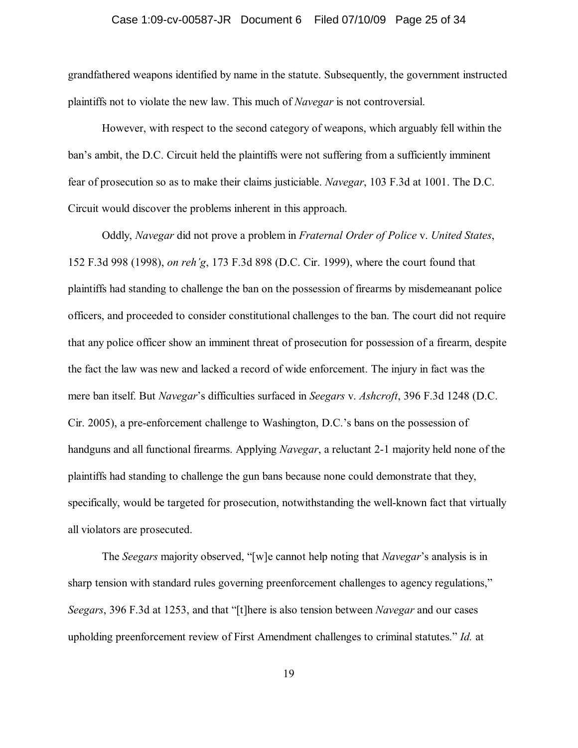grandfathered weapons identified by name in the statute. Subsequently, the government instructed plaintiffs not to violate the new law. This much of *Navegar* is not controversial.

However, with respect to the second category of weapons, which arguably fell within the ban's ambit, the D.C. Circuit held the plaintiffs were not suffering from a sufficiently imminent fear of prosecution so as to make their claims justiciable. *Navegar*, 103 F.3d at 1001. The D.C. Circuit would discover the problems inherent in this approach.

Oddly, *Navegar* did not prove a problem in *Fraternal Order of Police* v. *United States*, 152 F.3d 998 (1998), *on reh'g*, 173 F.3d 898 (D.C. Cir. 1999), where the court found that plaintiffs had standing to challenge the ban on the possession of firearms by misdemeanant police officers, and proceeded to consider constitutional challenges to the ban. The court did not require that any police officer show an imminent threat of prosecution for possession of a firearm, despite the fact the law was new and lacked a record of wide enforcement. The injury in fact was the mere ban itself. But *Navegar*'s difficulties surfaced in *Seegars* v. *Ashcroft*, 396 F.3d 1248 (D.C. Cir. 2005), a pre-enforcement challenge to Washington, D.C.'s bans on the possession of handguns and all functional firearms. Applying *Navegar*, a reluctant 2-1 majority held none of the plaintiffs had standing to challenge the gun bans because none could demonstrate that they, specifically, would be targeted for prosecution, notwithstanding the well-known fact that virtually all violators are prosecuted.

The *Seegars* majority observed, "[w]e cannot help noting that *Navegar*'s analysis is in sharp tension with standard rules governing preenforcement challenges to agency regulations," *Seegars*, 396 F.3d at 1253, and that "[t]here is also tension between *Navegar* and our cases upholding preenforcement review of First Amendment challenges to criminal statutes." *Id.* at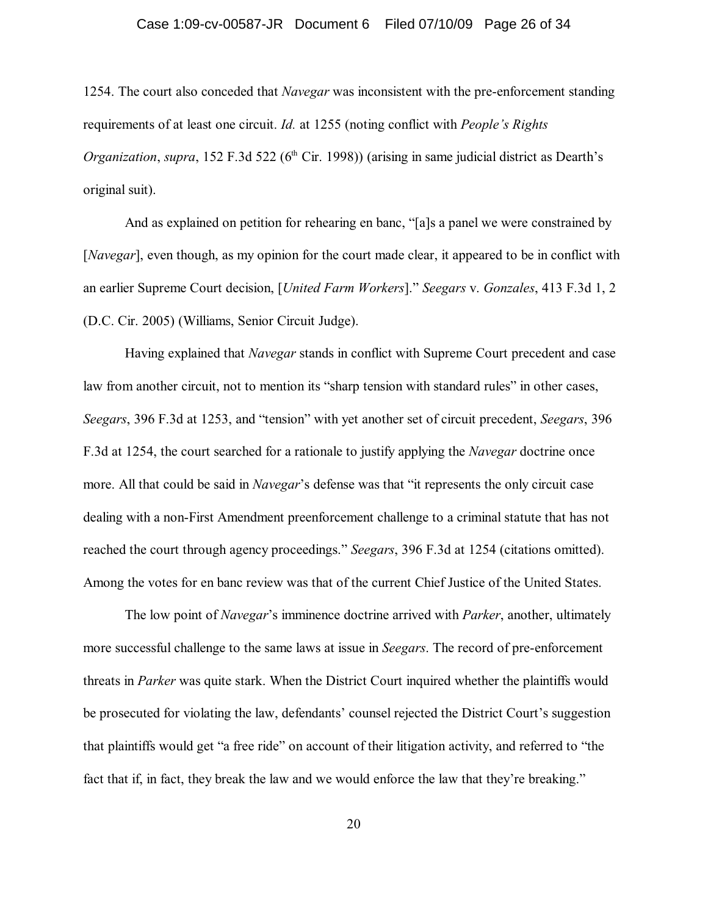1254. The court also conceded that *Navegar* was inconsistent with the pre-enforcement standing requirements of at least one circuit. *Id.* at 1255 (noting conflict with *People's Rights Organization*, *supra*, 152 F.3d 522 (6th Cir. 1998)) (arising in same judicial district as Dearth's original suit).

And as explained on petition for rehearing en banc, "[a]s a panel we were constrained by [*Navegar*], even though, as my opinion for the court made clear, it appeared to be in conflict with an earlier Supreme Court decision, [*United Farm Workers*]." *Seegars* v. *Gonzales*, 413 F.3d 1, 2 (D.C. Cir. 2005) (Williams, Senior Circuit Judge).

Having explained that *Navegar* stands in conflict with Supreme Court precedent and case law from another circuit, not to mention its "sharp tension with standard rules" in other cases, *Seegars*, 396 F.3d at 1253, and "tension" with yet another set of circuit precedent, *Seegars*, 396 F.3d at 1254, the court searched for a rationale to justify applying the *Navegar* doctrine once more. All that could be said in *Navegar*'s defense was that "it represents the only circuit case dealing with a non-First Amendment preenforcement challenge to a criminal statute that has not reached the court through agency proceedings." *Seegars*, 396 F.3d at 1254 (citations omitted). Among the votes for en banc review was that of the current Chief Justice of the United States.

The low point of *Navegar*'s imminence doctrine arrived with *Parker*, another, ultimately more successful challenge to the same laws at issue in *Seegars*. The record of pre-enforcement threats in *Parker* was quite stark. When the District Court inquired whether the plaintiffs would be prosecuted for violating the law, defendants' counsel rejected the District Court's suggestion that plaintiffs would get "a free ride" on account of their litigation activity, and referred to "the fact that if, in fact, they break the law and we would enforce the law that they're breaking."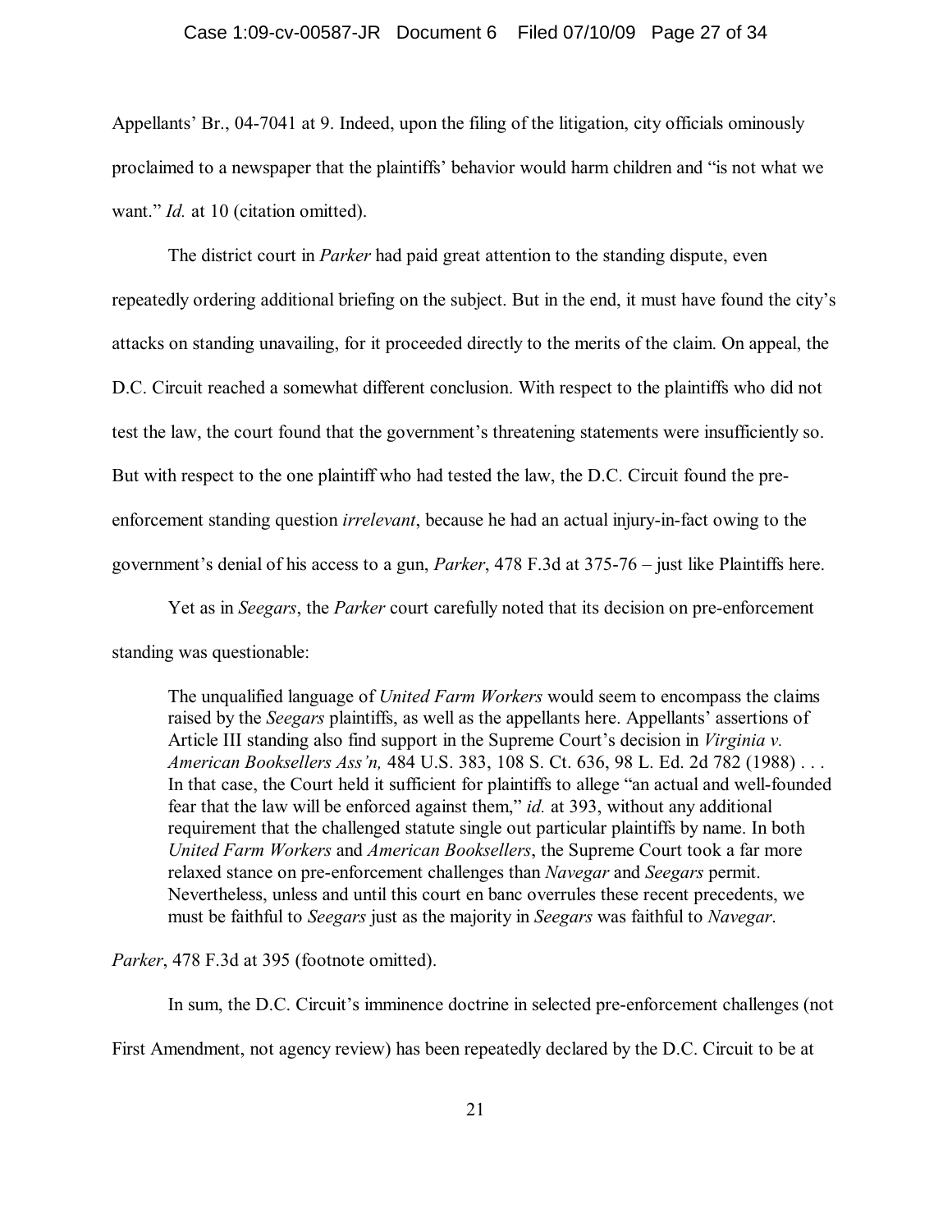Appellants' Br., 04-7041 at 9. Indeed, upon the filing of the litigation, city officials ominously proclaimed to a newspaper that the plaintiffs' behavior would harm children and "is not what we want." *Id.* at 10 (citation omitted).

The district court in *Parker* had paid great attention to the standing dispute, even repeatedly ordering additional briefing on the subject. But in the end, it must have found the city's attacks on standing unavailing, for it proceeded directly to the merits of the claim. On appeal, the D.C. Circuit reached a somewhat different conclusion. With respect to the plaintiffs who did not test the law, the court found that the government's threatening statements were insufficiently so. But with respect to the one plaintiff who had tested the law, the D.C. Circuit found the pre-enforcement standing question *irrelevant*, because he had an actual injury-in-fact owing to the government's denial of his access to a gun, *Parker*, 478 F.3d at 375-76 – just like Plaintiffs here.

Yet as in *Seegars*, the *Parker* court carefully noted that its decision on pre-enforcement standing was questionable:

> The unqualified language of *United Farm Workers* would seem to encompass the claims raised by the *Seegars* plaintiffs, as well as the appellants here. Appellants' assertions of Article III standing also find support in the Supreme Court's decision in *Virginia v. American Booksellers Ass'n,* 484 U.S. 383, 108 S. Ct. 636, 98 L. Ed. 2d 782 (1988) . . . In that case, the Court held it sufficient for plaintiffs to allege "an actual and well-founded fear that the law will be enforced against them," *id.* at 393, without any additional requirement that the challenged statute single out particular plaintiffs by name. In both *United Farm Workers* and *American Booksellers*, the Supreme Court took a far more relaxed stance on pre-enforcement challenges than *Navegar* and *Seegars* permit. Nevertheless, unless and until this court en banc overrules these recent precedents, we must be faithful to *Seegars* just as the majority in *Seegars* was faithful to *Navegar*.

*Parker*, 478 F.3d at 395 (footnote omitted).

In sum, the D.C. Circuit's imminence doctrine in selected pre-enforcement challenges (not First Amendment, not agency review) has been repeatedly declared by the D.C. Circuit to be at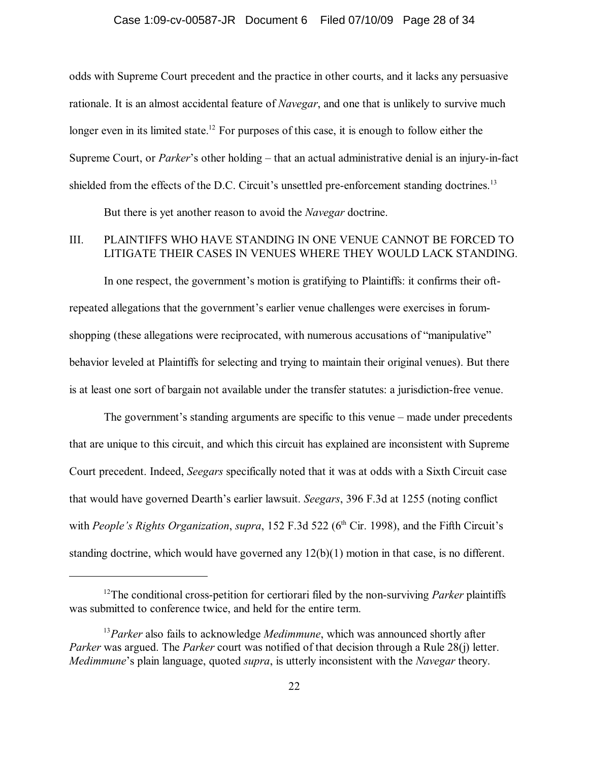odds with Supreme Court precedent and the practice in other courts, and it lacks any persuasive rationale. It is an almost accidental feature of *Navegar*, and one that is unlikely to survive much longer even in its limited state.[12] For purposes of this case, it is enough to follow either the Supreme Court, or *Parker*'s other holding – that an actual administrative denial is an injury-in-fact shielded from the effects of the D.C. Circuit's unsettled pre-enforcement standing doctrines.[13]

But there is yet another reason to avoid the *Navegar* doctrine.

## III. PLAINTIFFS WHO HAVE STANDING IN ONE VENUE CANNOT BE FORCED TO LITIGATE THEIR CASES IN VENUES WHERE THEY WOULD LACK STANDING.

In one respect, the government's motion is gratifying to Plaintiffs: it confirms their oft-repeated allegations that the government's earlier venue challenges were exercises in forum-shopping (these allegations were reciprocated, with numerous accusations of "manipulative" behavior leveled at Plaintiffs for selecting and trying to maintain their original venues). But there is at least one sort of bargain not available under the transfer statutes: a jurisdiction-free venue.

The government's standing arguments are specific to this venue – made under precedents that are unique to this circuit, and which this circuit has explained are inconsistent with Supreme Court precedent. Indeed, *Seegars* specifically noted that it was at odds with a Sixth Circuit case that would have governed Dearth's earlier lawsuit. *Seegars*, 396 F.3d at 1255 (noting conflict with *People's Rights Organization*, *supra*, 152 F.3d 522 (6th Cir. 1998), and the Fifth Circuit's standing doctrine, which would have governed any 12(b)(1) motion in that case, is no different.

---

[12] The conditional cross-petition for certiorari filed by the non-surviving *Parker* plaintiffs was submitted to conference twice, and held for the entire term.

[13] *Parker* also fails to acknowledge *Medimmune*, which was announced shortly after *Parker* was argued. The *Parker* court was notified of that decision through a Rule 28(j) letter. *Medimmune*'s plain language, quoted *supra*, is utterly inconsistent with the *Navegar* theory.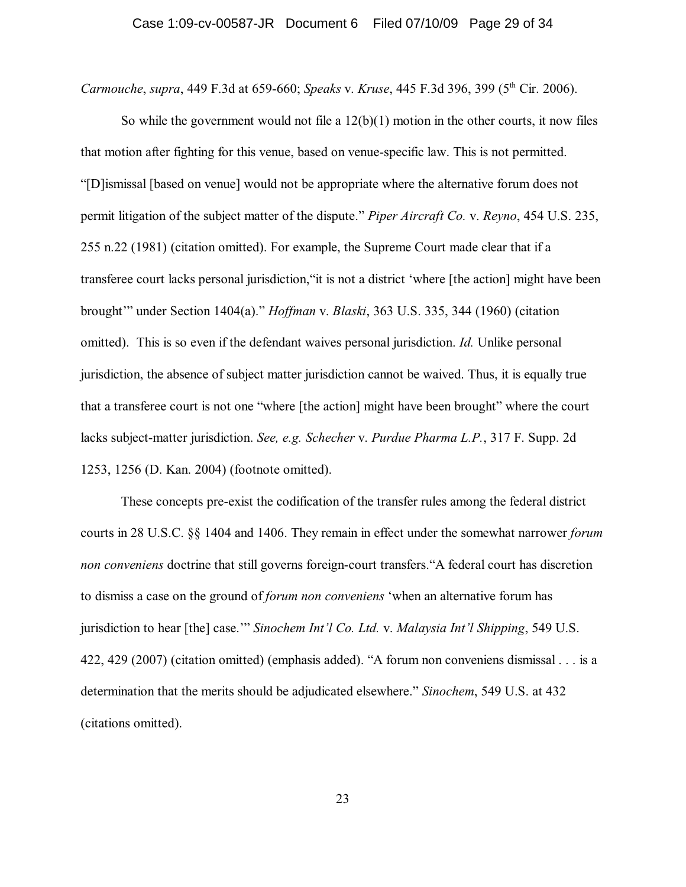*Carmouche*, *supra*, 449 F.3d at 659-660; *Speaks* v. *Kruse*, 445 F.3d 396, 399 (5th Cir. 2006).

So while the government would not file a 12(b)(1) motion in the other courts, it now files that motion after fighting for this venue, based on venue-specific law. This is not permitted. "[D]ismissal [based on venue] would not be appropriate where the alternative forum does not permit litigation of the subject matter of the dispute." *Piper Aircraft Co.* v. *Reyno*, 454 U.S. 235, 255 n.22 (1981) (citation omitted). For example, the Supreme Court made clear that if a transferee court lacks personal jurisdiction,"it is not a district 'where [the action] might have been brought'" under Section 1404(a)." *Hoffman* v. *Blaski*, 363 U.S. 335, 344 (1960) (citation omitted). This is so even if the defendant waives personal jurisdiction. *Id.* Unlike personal jurisdiction, the absence of subject matter jurisdiction cannot be waived. Thus, it is equally true that a transferee court is not one "where [the action] might have been brought" where the court lacks subject-matter jurisdiction. *See, e.g. Schecher* v. *Purdue Pharma L.P.*, 317 F. Supp. 2d 1253, 1256 (D. Kan. 2004) (footnote omitted).

These concepts pre-exist the codification of the transfer rules among the federal district courts in 28 U.S.C. §§ 1404 and 1406. They remain in effect under the somewhat narrower *forum non conveniens* doctrine that still governs foreign-court transfers."A federal court has discretion to dismiss a case on the ground of *forum non conveniens* 'when an alternative forum has jurisdiction to hear [the] case.'" *Sinochem Int'l Co. Ltd.* v. *Malaysia Int'l Shipping*, 549 U.S. 422, 429 (2007) (citation omitted) (emphasis added). "A forum non conveniens dismissal . . . is a determination that the merits should be adjudicated elsewhere." *Sinochem*, 549 U.S. at 432 (citations omitted).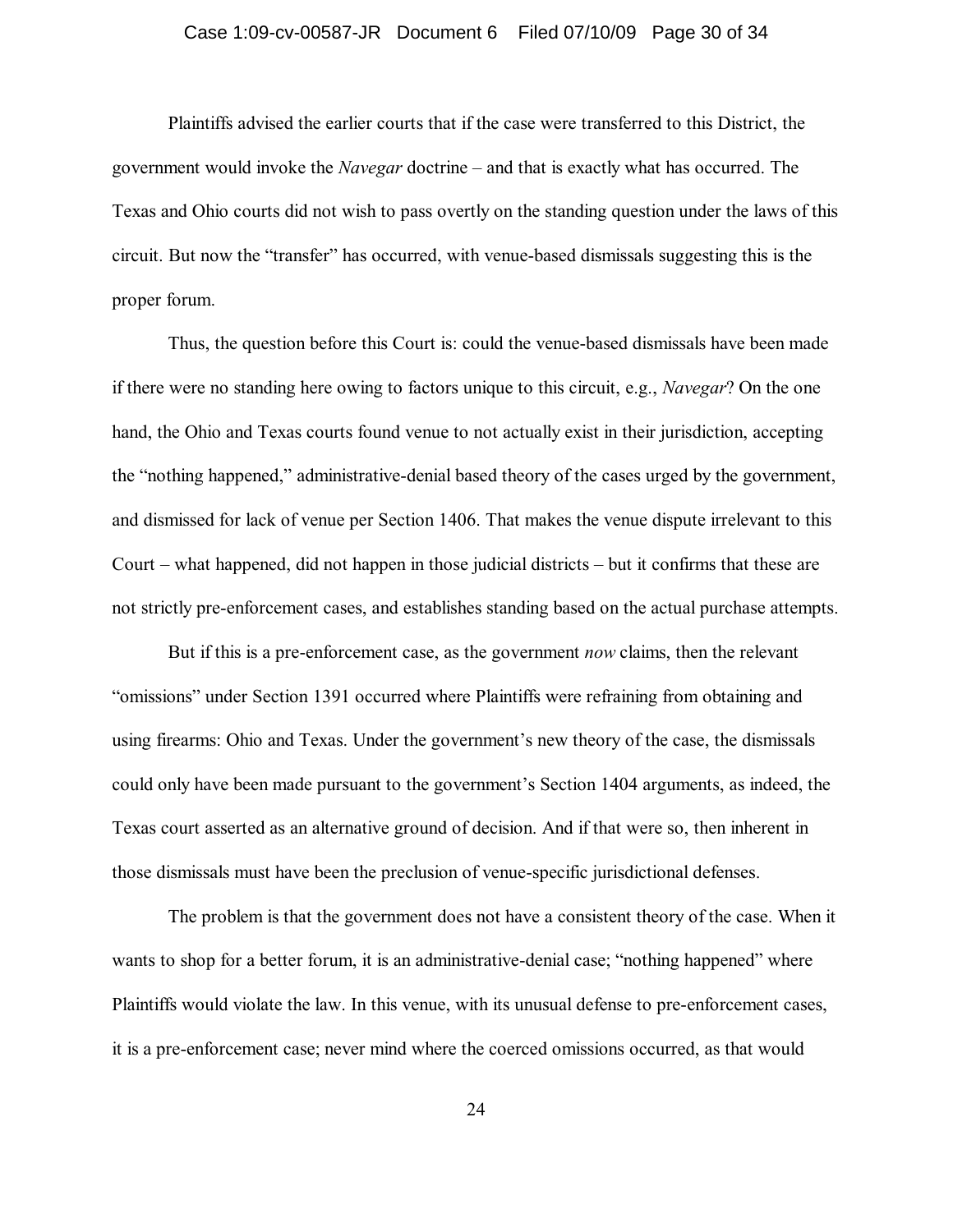Plaintiffs advised the earlier courts that if the case were transferred to this District, the government would invoke the *Navegar* doctrine – and that is exactly what has occurred. The Texas and Ohio courts did not wish to pass overtly on the standing question under the laws of this circuit. But now the "transfer" has occurred, with venue-based dismissals suggesting this is the proper forum.

Thus, the question before this Court is: could the venue-based dismissals have been made if there were no standing here owing to factors unique to this circuit, e.g., *Navegar*? On the one hand, the Ohio and Texas courts found venue to not actually exist in their jurisdiction, accepting the "nothing happened," administrative-denial based theory of the cases urged by the government, and dismissed for lack of venue per Section 1406. That makes the venue dispute irrelevant to this Court – what happened, did not happen in those judicial districts – but it confirms that these are not strictly pre-enforcement cases, and establishes standing based on the actual purchase attempts.

But if this is a pre-enforcement case, as the government *now* claims, then the relevant "omissions" under Section 1391 occurred where Plaintiffs were refraining from obtaining and using firearms: Ohio and Texas. Under the government's new theory of the case, the dismissals could only have been made pursuant to the government's Section 1404 arguments, as indeed, the Texas court asserted as an alternative ground of decision. And if that were so, then inherent in those dismissals must have been the preclusion of venue-specific jurisdictional defenses.

The problem is that the government does not have a consistent theory of the case. When it wants to shop for a better forum, it is an administrative-denial case; "nothing happened" where Plaintiffs would violate the law. In this venue, with its unusual defense to pre-enforcement cases, it is a pre-enforcement case; never mind where the coerced omissions occurred, as that would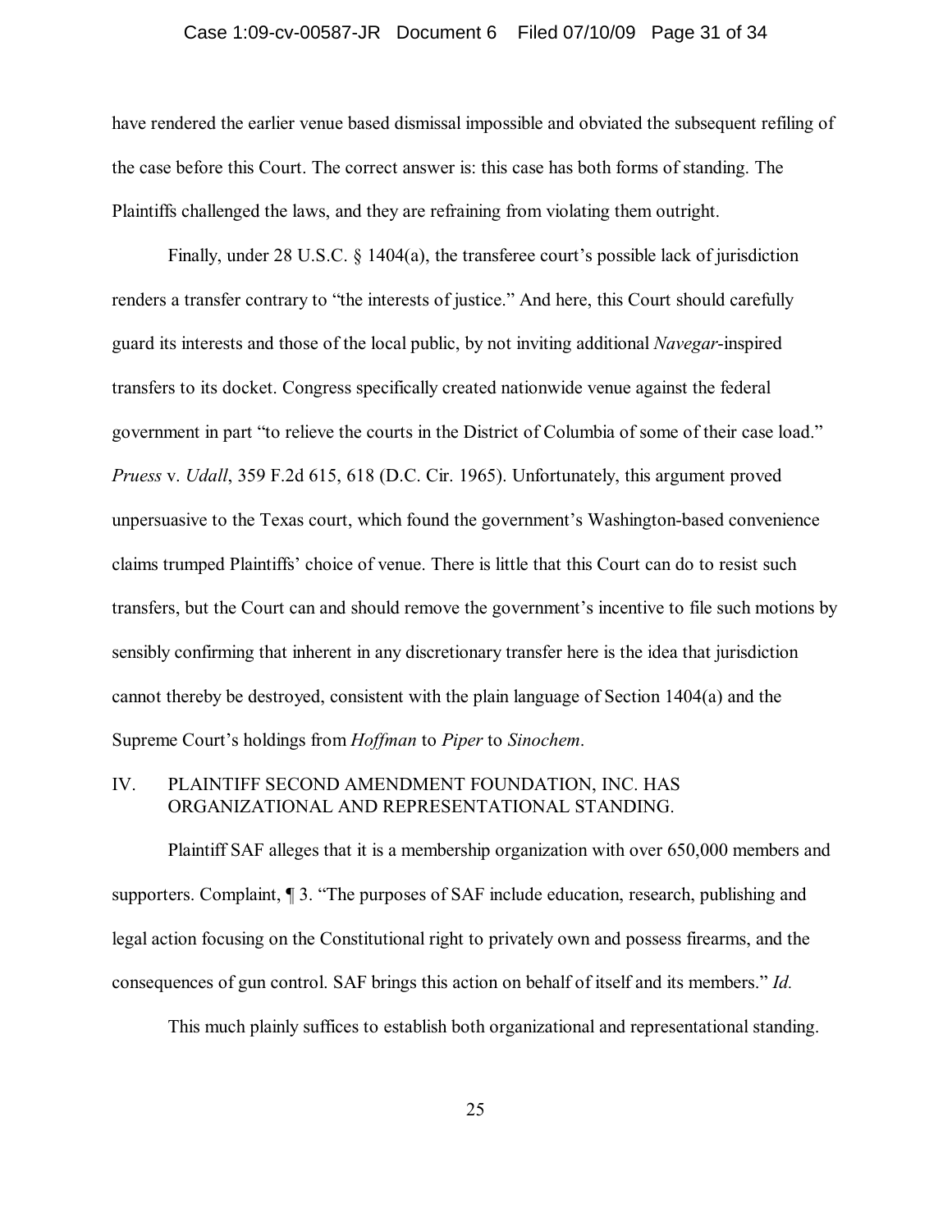have rendered the earlier venue based dismissal impossible and obviated the subsequent refiling of the case before this Court. The correct answer is: this case has both forms of standing. The Plaintiffs challenged the laws, and they are refraining from violating them outright.

Finally, under 28 U.S.C. § 1404(a), the transferee court's possible lack of jurisdiction renders a transfer contrary to "the interests of justice." And here, this Court should carefully guard its interests and those of the local public, by not inviting additional *Navegar*-inspired transfers to its docket. Congress specifically created nationwide venue against the federal government in part "to relieve the courts in the District of Columbia of some of their case load." *Pruess* v. *Udall*, 359 F.2d 615, 618 (D.C. Cir. 1965). Unfortunately, this argument proved unpersuasive to the Texas court, which found the government's Washington-based convenience claims trumped Plaintiffs' choice of venue. There is little that this Court can do to resist such transfers, but the Court can and should remove the government's incentive to file such motions by sensibly confirming that inherent in any discretionary transfer here is the idea that jurisdiction cannot thereby be destroyed, consistent with the plain language of Section 1404(a) and the Supreme Court's holdings from *Hoffman* to *Piper* to *Sinochem*.

## IV. PLAINTIFF SECOND AMENDMENT FOUNDATION, INC. HAS ORGANIZATIONAL AND REPRESENTATIONAL STANDING.

Plaintiff SAF alleges that it is a membership organization with over 650,000 members and supporters. Complaint, ¶ 3. "The purposes of SAF include education, research, publishing and legal action focusing on the Constitutional right to privately own and possess firearms, and the consequences of gun control. SAF brings this action on behalf of itself and its members." *Id.*

This much plainly suffices to establish both organizational and representational standing.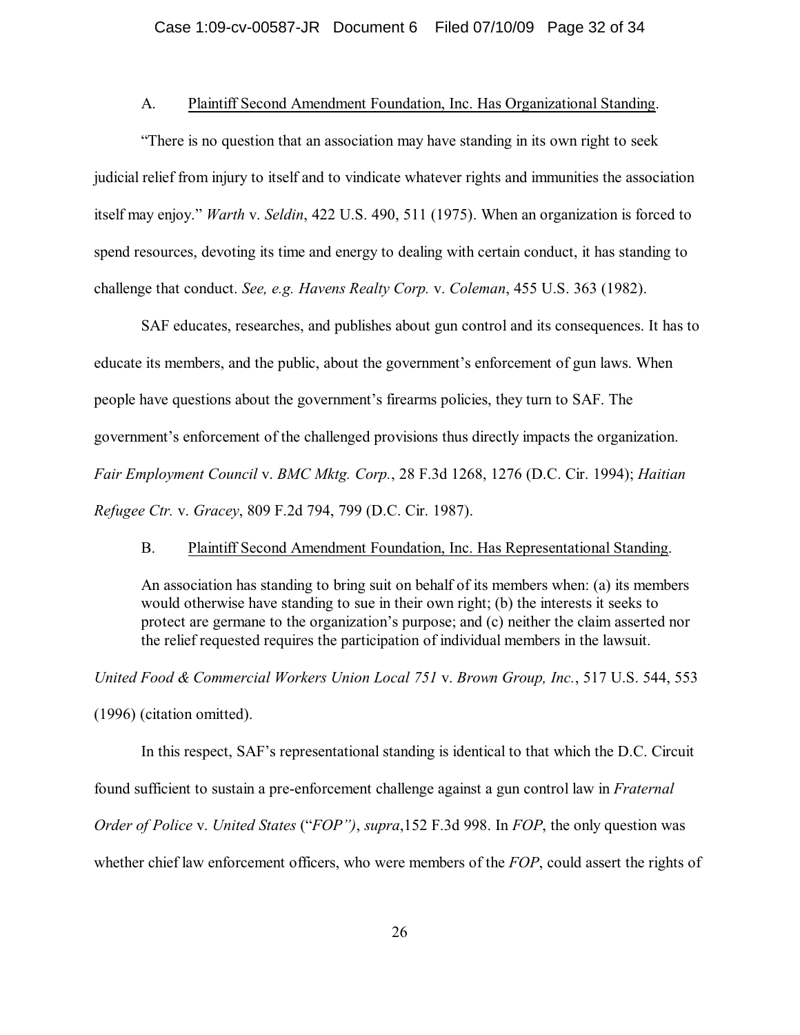A. Plaintiff Second Amendment Foundation, Inc. Has Organizational Standing.

"There is no question that an association may have standing in its own right to seek judicial relief from injury to itself and to vindicate whatever rights and immunities the association itself may enjoy." *Warth* v. *Seldin*, 422 U.S. 490, 511 (1975). When an organization is forced to spend resources, devoting its time and energy to dealing with certain conduct, it has standing to challenge that conduct. *See, e.g. Havens Realty Corp.* v. *Coleman*, 455 U.S. 363 (1982).

SAF educates, researches, and publishes about gun control and its consequences. It has to educate its members, and the public, about the government's enforcement of gun laws. When people have questions about the government's firearms policies, they turn to SAF. The government's enforcement of the challenged provisions thus directly impacts the organization. *Fair Employment Council* v. *BMC Mktg. Corp.*, 28 F.3d 1268, 1276 (D.C. Cir. 1994); *Haitian Refugee Ctr.* v. *Gracey*, 809 F.2d 794, 799 (D.C. Cir. 1987).

B. Plaintiff Second Amendment Foundation, Inc. Has Representational Standing.

> An association has standing to bring suit on behalf of its members when: (a) its members would otherwise have standing to sue in their own right; (b) the interests it seeks to protect are germane to the organization's purpose; and (c) neither the claim asserted nor the relief requested requires the participation of individual members in the lawsuit.

*United Food & Commercial Workers Union Local 751* v. *Brown Group, Inc.*, 517 U.S. 544, 553 (1996) (citation omitted).

In this respect, SAF's representational standing is identical to that which the D.C. Circuit found sufficient to sustain a pre-enforcement challenge against a gun control law in *Fraternal Order of Police* v. *United States* ("*FOP*"), *supra*,152 F.3d 998. In *FOP*, the only question was whether chief law enforcement officers, who were members of the *FOP*, could assert the rights of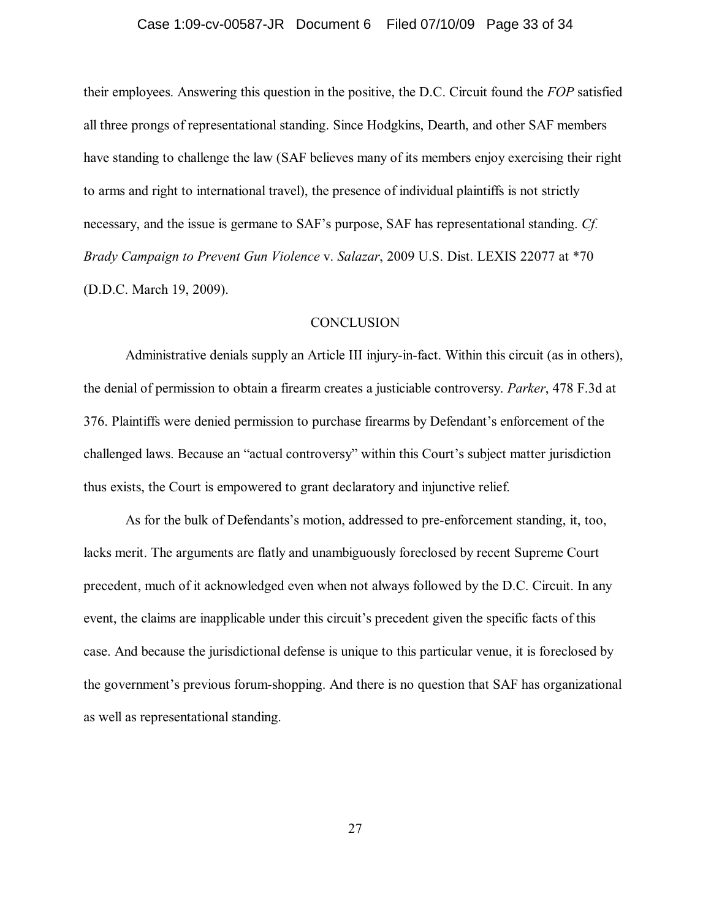their employees. Answering this question in the positive, the D.C. Circuit found the *FOP* satisfied all three prongs of representational standing. Since Hodgkins, Dearth, and other SAF members have standing to challenge the law (SAF believes many of its members enjoy exercising their right to arms and right to international travel), the presence of individual plaintiffs is not strictly necessary, and the issue is germane to SAF's purpose, SAF has representational standing. *Cf. Brady Campaign to Prevent Gun Violence* v. *Salazar*, 2009 U.S. Dist. LEXIS 22077 at *70 (D.D.C. March 19, 2009).

## CONCLUSION

Administrative denials supply an Article III injury-in-fact. Within this circuit (as in others), the denial of permission to obtain a firearm creates a justiciable controversy. *Parker*, 478 F.3d at 376. Plaintiffs were denied permission to purchase firearms by Defendant's enforcement of the challenged laws. Because an "actual controversy" within this Court's subject matter jurisdiction thus exists, the Court is empowered to grant declaratory and injunctive relief.

As for the bulk of Defendants's motion, addressed to pre-enforcement standing, it, too, lacks merit. The arguments are flatly and unambiguously foreclosed by recent Supreme Court precedent, much of it acknowledged even when not always followed by the D.C. Circuit. In any event, the claims are inapplicable under this circuit's precedent given the specific facts of this case. And because the jurisdictional defense is unique to this particular venue, it is foreclosed by the government's previous forum-shopping. And there is no question that SAF has organizational as well as representational standing.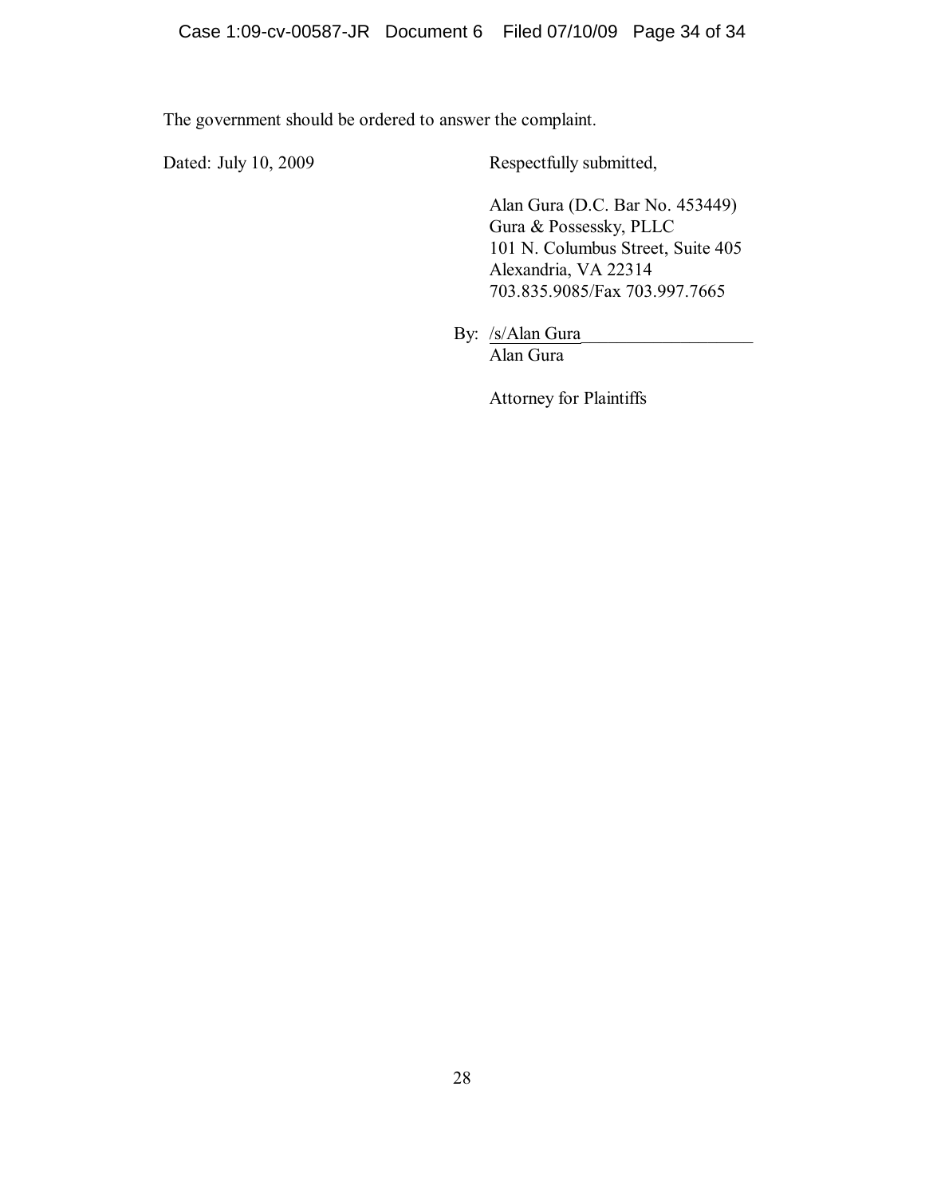The government should be ordered to answer the complaint.

Dated: July 10, 2009

Respectfully submitted,

Alan Gura (D.C. Bar No. 453449)
Gura & Possessky, PLLC
101 N. Columbus Street, Suite 405
Alexandria, VA 22314
703.835.9085/Fax 703.997.7665

By: /s/Alan Gura
Alan Gura

Attorney for Plaintiffs